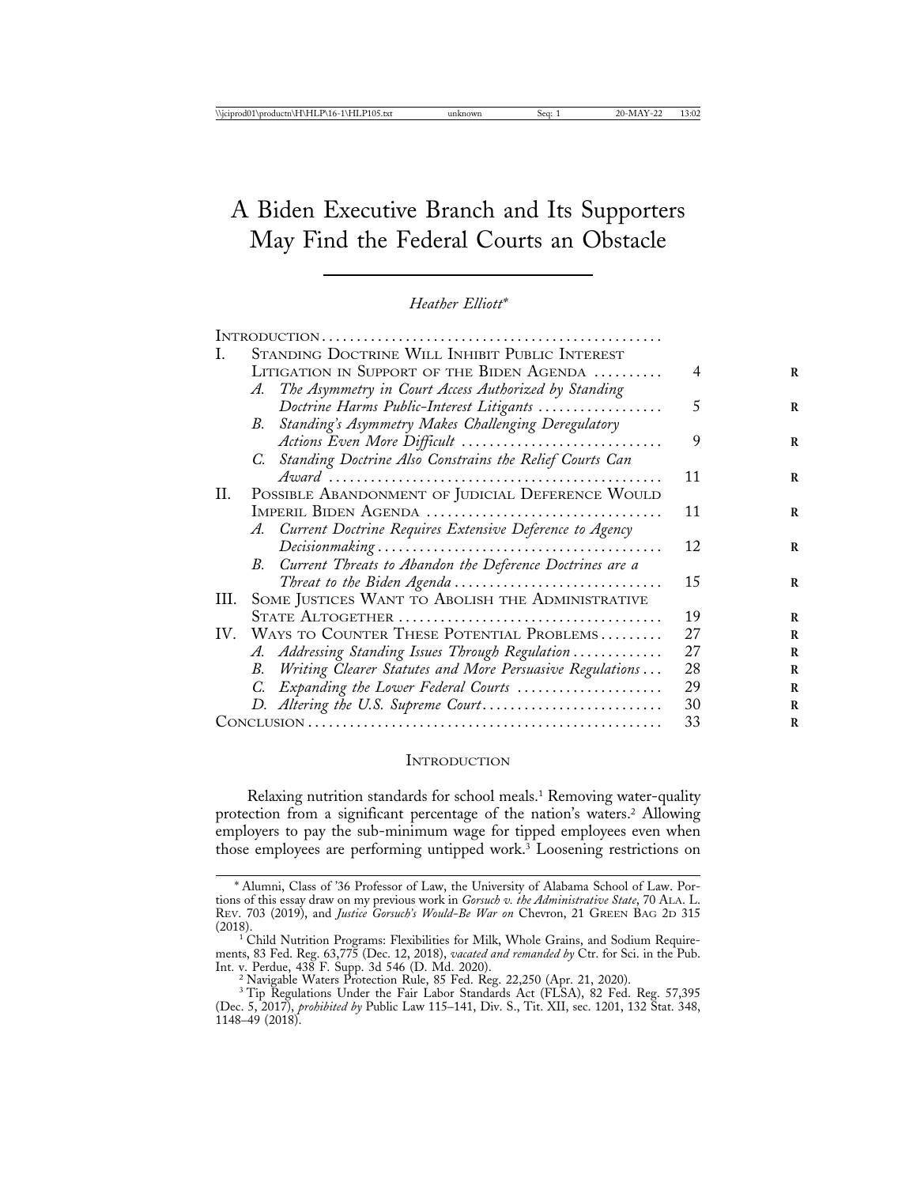# A Biden Executive Branch and Its Supporters May Find the Federal Courts an Obstacle

*Heather Elliott*[*]

| | |
|---|---|
| INTRODUCTION | |
| I. STANDING DOCTRINE WILL INHIBIT PUBLIC INTEREST LITIGATION IN SUPPORT OF THE BIDEN AGENDA | 4 |
| *A. The Asymmetry in Court Access Authorized by Standing Doctrine Harms Public-Interest Litigants* | 5 |
| *B. Standing's Asymmetry Makes Challenging Deregulatory Actions Even More Difficult* | 9 |
| *C. Standing Doctrine Also Constrains the Relief Courts Can Award* | 11 |
| II. POSSIBLE ABANDONMENT OF JUDICIAL DEFERENCE WOULD IMPERIL BIDEN AGENDA | 11 |
| *A. Current Doctrine Requires Extensive Deference to Agency Decisionmaking* | 12 |
| *B. Current Threats to Abandon the Deference Doctrines are a Threat to the Biden Agenda* | 15 |
| III. SOME JUSTICES WANT TO ABOLISH THE ADMINISTRATIVE STATE ALTOGETHER | 19 |
| IV. WAYS TO COUNTER THESE POTENTIAL PROBLEMS | 27 |
| *A. Addressing Standing Issues Through Regulation* | 27 |
| *B. Writing Clearer Statutes and More Persuasive Regulations* | 28 |
| *C. Expanding the Lower Federal Courts* | 29 |
| *D. Altering the U.S. Supreme Court* | 30 |
| CONCLUSION | 33 |

## INTRODUCTION

Relaxing nutrition standards for school meals.[1] Removing water-quality protection from a significant percentage of the nation's waters.[2] Allowing employers to pay the sub-minimum wage for tipped employees even when those employees are performing untipped work.[3] Loosening restrictions on

---

[*] Alumni, Class of '36 Professor of Law, the University of Alabama School of Law. Portions of this essay draw on my previous work in *Gorsuch v. the Administrative State*, 70 ALA. L. REV. 703 (2019), and *Justice Gorsuch's Would-Be War on* Chevron, 21 GREEN BAG 2D 315 (2018).

[1] Child Nutrition Programs: Flexibilities for Milk, Whole Grains, and Sodium Requirements, 83 Fed. Reg. 63,775 (Dec. 12, 2018), *vacated and remanded by* Ctr. for Sci. in the Pub. Int. v. Perdue, 438 F. Supp. 3d 546 (D. Md. 2020).

[2] Navigable Waters Protection Rule, 85 Fed. Reg. 22,250 (Apr. 21, 2020).

[3] Tip Regulations Under the Fair Labor Standards Act (FLSA), 82 Fed. Reg. 57,395 (Dec. 5, 2017), *prohibited by* Public Law 115–141, Div. S., Tit. XII, sec. 1201, 132 Stat. 348, 1148–49 (2018).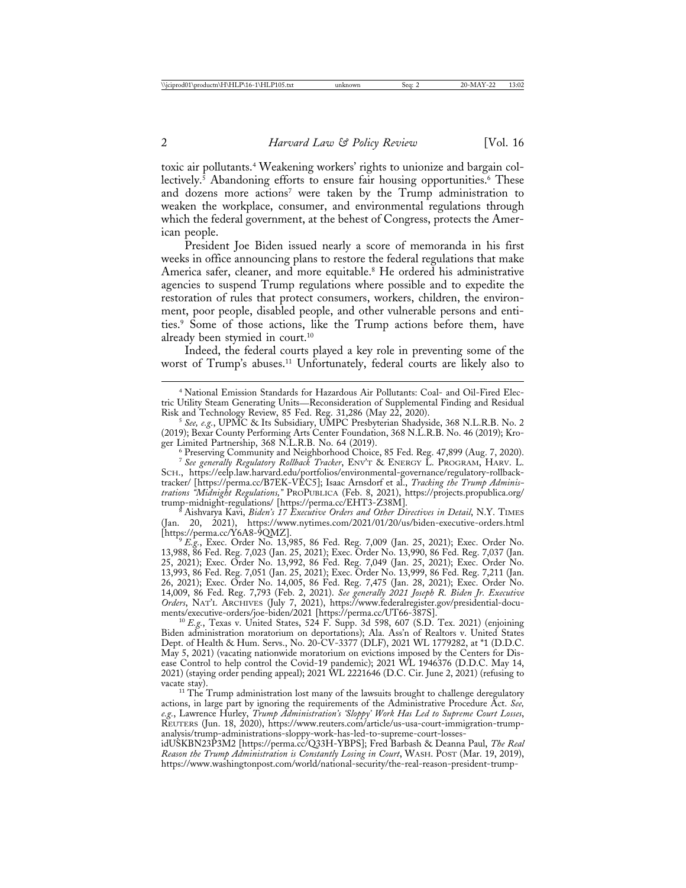toxic air pollutants.[4] Weakening workers' rights to unionize and bargain collectively.[5] Abandoning efforts to ensure fair housing opportunities.[6] These and dozens more actions[7] were taken by the Trump administration to weaken the workplace, consumer, and environmental regulations through which the federal government, at the behest of Congress, protects the American people.

President Joe Biden issued nearly a score of memoranda in his first weeks in office announcing plans to restore the federal regulations that make America safer, cleaner, and more equitable.[8] He ordered his administrative agencies to suspend Trump regulations where possible and to expedite the restoration of rules that protect consumers, workers, children, the environment, poor people, disabled people, and other vulnerable persons and entities.[9] Some of those actions, like the Trump actions before them, have already been stymied in court.[10]

Indeed, the federal courts played a key role in preventing some of the worst of Trump's abuses.[11] Unfortunately, federal courts are likely also to

---

[4] National Emission Standards for Hazardous Air Pollutants: Coal- and Oil-Fired Electric Utility Steam Generating Units—Reconsideration of Supplemental Finding and Residual Risk and Technology Review, 85 Fed. Reg. 31,286 (May 22, 2020).

[5] *See, e.g.*, UPMC & Its Subsidiary, UMPC Presbyterian Shadyside, 368 N.L.R.B. No. 2 (2019); Bexar County Performing Arts Center Foundation, 368 N.L.R.B. No. 46 (2019); Kroger Limited Partnership, 368 N.L.R.B. No. 64 (2019).

[6] Preserving Community and Neighborhood Choice, 85 Fed. Reg. 47,899 (Aug. 7, 2020).

[7] *See generally Regulatory Rollback Tracker*, ENV'T & ENERGY L. PROGRAM, HARV. L. SCH., https://eelp.law.harvard.edu/portfolios/environmental-governance/regulatory-rollback-tracker/ [https://perma.cc/B7EK-VEC5]; Isaac Arnsdorf et al., *Tracking the Trump Administrations "Midnight Regulations,"* PROPUBLICA (Feb. 8, 2021), https://projects.propublica.org/trump-midnight-regulations/ [https://perma.cc/EHT3-Z38M].

[8] Aishvarya Kavi, *Biden's 17 Executive Orders and Other Directives in Detail*, N.Y. TIMES (Jan. 20, 2021), https://www.nytimes.com/2021/01/20/us/biden-executive-orders.html [https://perma.cc/Y6A8-9QMZ].

[9] *E.g.*, Exec. Order No. 13,985, 86 Fed. Reg. 7,009 (Jan. 25, 2021); Exec. Order No. 13,988, 86 Fed. Reg. 7,023 (Jan. 25, 2021); Exec. Order No. 13,990, 86 Fed. Reg. 7,037 (Jan. 25, 2021); Exec. Order No. 13,992, 86 Fed. Reg. 7,049 (Jan. 25, 2021); Exec. Order No. 13,993, 86 Fed. Reg. 7,051 (Jan. 25, 2021); Exec. Order No. 13,999, 86 Fed. Reg. 7,211 (Jan. 26, 2021); Exec. Order No. 14,005, 86 Fed. Reg. 7,475 (Jan. 28, 2021); Exec. Order No. 14,009, 86 Fed. Reg. 7,793 (Feb. 2, 2021). *See generally 2021 Joseph R. Biden Jr. Executive Orders*, NAT'L ARCHIVES (July 7, 2021), https://www.federalregister.gov/presidential-documents/executive-orders/joe-biden/2021 [https://perma.cc/UT66-387S].

[10] *E.g.*, Texas v. United States, 524 F. Supp. 3d 598, 607 (S.D. Tex. 2021) (enjoining Biden administration moratorium on deportations); Ala. Ass'n of Realtors v. United States Dept. of Health & Hum. Servs., No. 20-CV-3377 (DLF), 2021 WL 1779282, at *1 (D.D.C. May 5, 2021) (vacating nationwide moratorium on evictions imposed by the Centers for Disease Control to help control the Covid-19 pandemic); 2021 WL 1946376 (D.D.C. May 14, 2021) (staying order pending appeal); 2021 WL 2221646 (D.C. Cir. June 2, 2021) (refusing to vacate stay).

[11] The Trump administration lost many of the lawsuits brought to challenge deregulatory actions, in large part by ignoring the requirements of the Administrative Procedure Act. *See, e.g.*, Lawrence Hurley, *Trump Administration's 'Sloppy' Work Has Led to Supreme Court Losses*, REUTERS (Jun. 18, 2020), https://www.reuters.com/article/us-usa-court-immigration-trump-analysis/trump-administrations-sloppy-work-has-led-to-supreme-court-losses-idUSKBN23P3M2 [https://perma.cc/Q33H-YBPS]; Fred Barbash & Deanna Paul, *The Real Reason the Trump Administration is Constantly Losing in Court*, WASH. POST (Mar. 19, 2019), https://www.washingtonpost.com/world/national-security/the-real-reason-president-trump-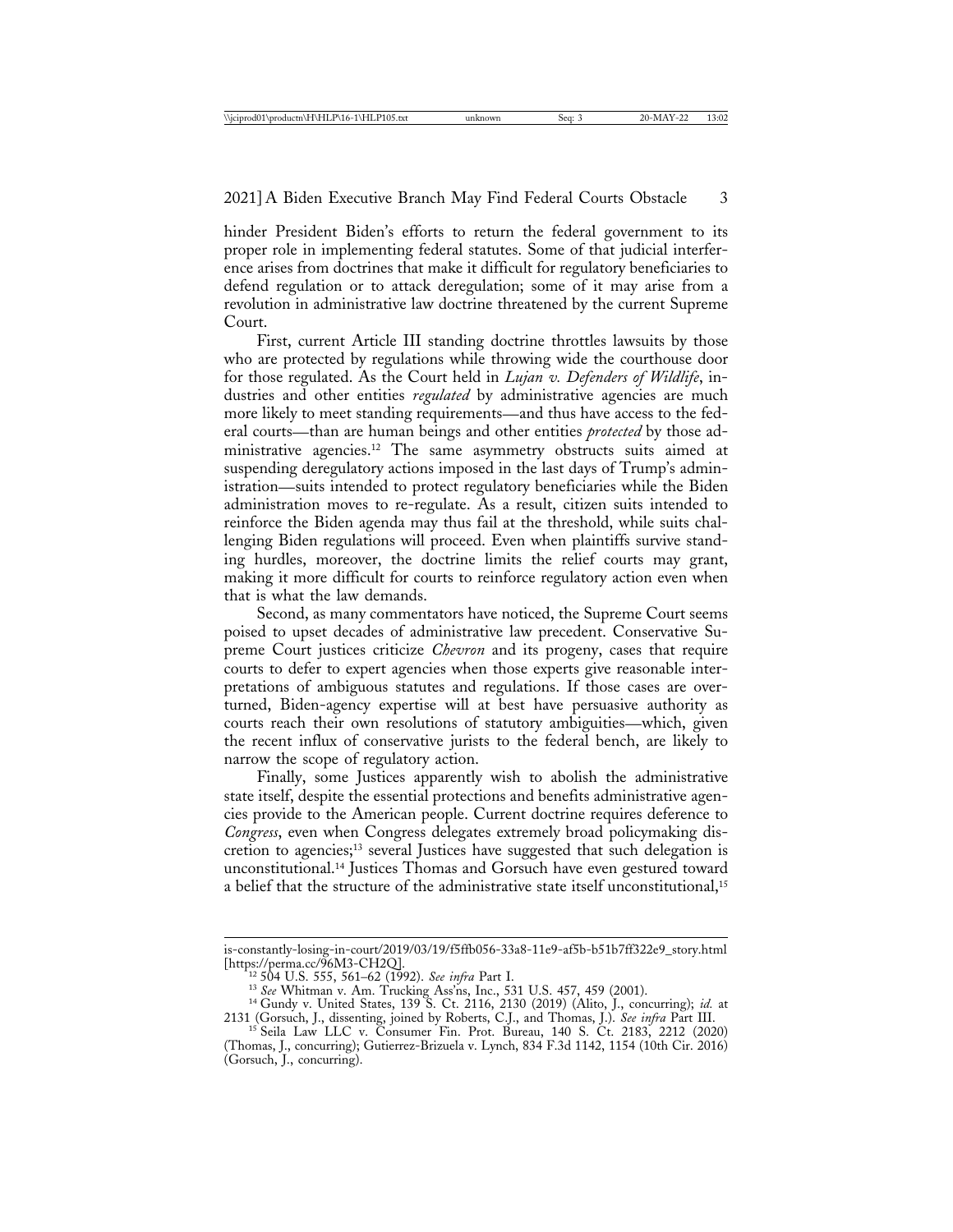hinder President Biden's efforts to return the federal government to its proper role in implementing federal statutes. Some of that judicial interference arises from doctrines that make it difficult for regulatory beneficiaries to defend regulation or to attack deregulation; some of it may arise from a revolution in administrative law doctrine threatened by the current Supreme Court.

First, current Article III standing doctrine throttles lawsuits by those who are protected by regulations while throwing wide the courthouse door for those regulated. As the Court held in *Lujan v. Defenders of Wildlife*, industries and other entities *regulated* by administrative agencies are much more likely to meet standing requirements—and thus have access to the federal courts—than are human beings and other entities *protected* by those administrative agencies.[12] The same asymmetry obstructs suits aimed at suspending deregulatory actions imposed in the last days of Trump's administration—suits intended to protect regulatory beneficiaries while the Biden administration moves to re-regulate. As a result, citizen suits intended to reinforce the Biden agenda may thus fail at the threshold, while suits challenging Biden regulations will proceed. Even when plaintiffs survive standing hurdles, moreover, the doctrine limits the relief courts may grant, making it more difficult for courts to reinforce regulatory action even when that is what the law demands.

Second, as many commentators have noticed, the Supreme Court seems poised to upset decades of administrative law precedent. Conservative Supreme Court justices criticize *Chevron* and its progeny, cases that require courts to defer to expert agencies when those experts give reasonable interpretations of ambiguous statutes and regulations. If those cases are overturned, Biden-agency expertise will at best have persuasive authority as courts reach their own resolutions of statutory ambiguities—which, given the recent influx of conservative jurists to the federal bench, are likely to narrow the scope of regulatory action.

Finally, some Justices apparently wish to abolish the administrative state itself, despite the essential protections and benefits administrative agencies provide to the American people. Current doctrine requires deference to *Congress*, even when Congress delegates extremely broad policymaking discretion to agencies;[13] several Justices have suggested that such delegation is unconstitutional.[14] Justices Thomas and Gorsuch have even gestured toward a belief that the structure of the administrative state itself unconstitutional,[15]

---

is-constantly-losing-in-court/2019/03/19/f5ffb056-33a8-11e9-af5b-b51b7ff322e9_story.html [https://perma.cc/96M3-CH2Q].

[12] 504 U.S. 555, 561–62 (1992). *See infra* Part I.

[13] *See* Whitman v. Am. Trucking Ass'ns, Inc., 531 U.S. 457, 459 (2001).

[14] Gundy v. United States, 139 S. Ct. 2116, 2130 (2019) (Alito, J., concurring); *id.* at 2131 (Gorsuch, J., dissenting, joined by Roberts, C.J., and Thomas, J.). *See infra* Part III.

[15] Seila Law LLC v. Consumer Fin. Prot. Bureau, 140 S. Ct. 2183, 2212 (2020) (Thomas, J., concurring); Gutierrez-Brizuela v. Lynch, 834 F.3d 1142, 1154 (10th Cir. 2016) (Gorsuch, J., concurring).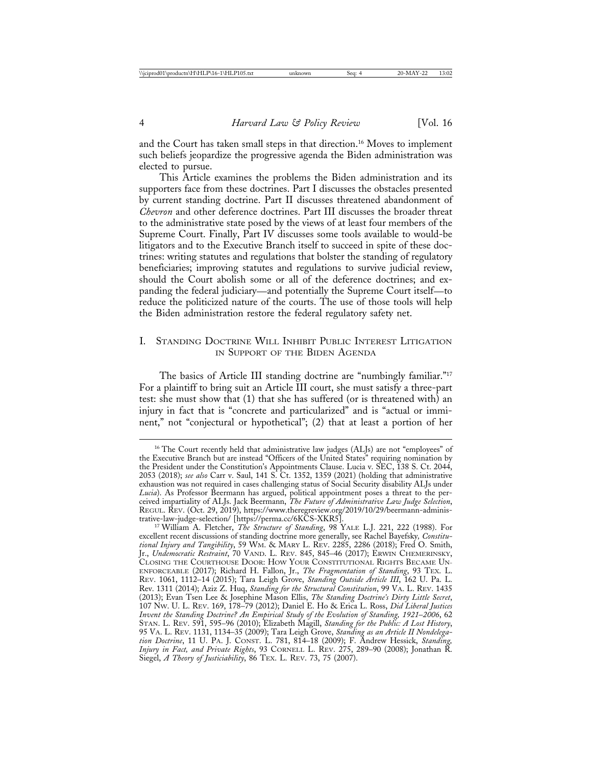and the Court has taken small steps in that direction.[16] Moves to implement such beliefs jeopardize the progressive agenda the Biden administration was elected to pursue.

This Article examines the problems the Biden administration and its supporters face from these doctrines. Part I discusses the obstacles presented by current standing doctrine. Part II discusses threatened abandonment of *Chevron* and other deference doctrines. Part III discusses the broader threat to the administrative state posed by the views of at least four members of the Supreme Court. Finally, Part IV discusses some tools available to would-be litigators and to the Executive Branch itself to succeed in spite of these doctrines: writing statutes and regulations that bolster the standing of regulatory beneficiaries; improving statutes and regulations to survive judicial review, should the Court abolish some or all of the deference doctrines; and expanding the federal judiciary—and potentially the Supreme Court itself—to reduce the politicized nature of the courts. The use of those tools will help the Biden administration restore the federal regulatory safety net.

## I. Standing Doctrine Will Inhibit Public Interest Litigation in Support of the Biden Agenda

The basics of Article III standing doctrine are "numbingly familiar."[17] For a plaintiff to bring suit an Article III court, she must satisfy a three-part test: she must show that (1) that she has suffered (or is threatened with) an injury in fact that is "concrete and particularized" and is "actual or imminent," not "conjectural or hypothetical"; (2) that at least a portion of her

---

[16] The Court recently held that administrative law judges (ALJs) are not "employees" of the Executive Branch but are instead "Officers of the United States" requiring nomination by the President under the Constitution's Appointments Clause. Lucia v. SEC, 138 S. Ct. 2044, 2053 (2018); *see also* Carr v. Saul, 141 S. Ct. 1352, 1359 (2021) (holding that administrative exhaustion was not required in cases challenging status of Social Security disability ALJs under *Lucia*). As Professor Beermann has argued, political appointment poses a threat to the perceived impartiality of ALJs. Jack Beermann, *The Future of Administrative Law Judge Selection*, Regul. Rev. (Oct. 29, 2019), https://www.theregreview.org/2019/10/29/beermann-administrative-law-judge-selection/ [https://perma.cc/6KCS-XKR5].

[17] William A. Fletcher, *The Structure of Standing*, 98 Yale L.J. 221, 222 (1988). For excellent recent discussions of standing doctrine more generally, see Rachel Bayefsky, *Constitutional Injury and Tangibility*, 59 Wm. & Mary L. Rev. 2285, 2286 (2018); Fred O. Smith, Jr., *Undemocratic Restraint*, 70 Vand. L. Rev. 845, 845–46 (2017); Erwin Chemerinsky, Closing the Courthouse Door: How Your Constitutional Rights Became Unenforceable (2017); Richard H. Fallon, Jr., *The Fragmentation of Standing*, 93 Tex. L. Rev. 1061, 1112–14 (2015); Tara Leigh Grove, *Standing Outside Article III*, 162 U. Pa. L. Rev. 1311 (2014); Aziz Z. Huq, *Standing for the Structural Constitution*, 99 Va. L. Rev. 1435 (2013); Evan Tsen Lee & Josephine Mason Ellis, *The Standing Doctrine's Dirty Little Secret*, 107 Nw. U. L. Rev. 169, 178–79 (2012); Daniel E. Ho & Erica L. Ross, *Did Liberal Justices Invent the Standing Doctrine? An Empirical Study of the Evolution of Standing, 1921–2006*, 62 Stan. L. Rev. 591, 595–96 (2010); Elizabeth Magill, *Standing for the Public: A Lost History*, 95 Va. L. Rev. 1131, 1134–35 (2009); Tara Leigh Grove, *Standing as an Article II Nondelegation Doctrine*, 11 U. Pa. J. Const. L. 781, 814–18 (2009); F. Andrew Hessick, *Standing, Injury in Fact, and Private Rights*, 93 Cornell L. Rev. 275, 289–90 (2008); Jonathan R. Siegel, *A Theory of Justiciability*, 86 Tex. L. Rev. 73, 75 (2007).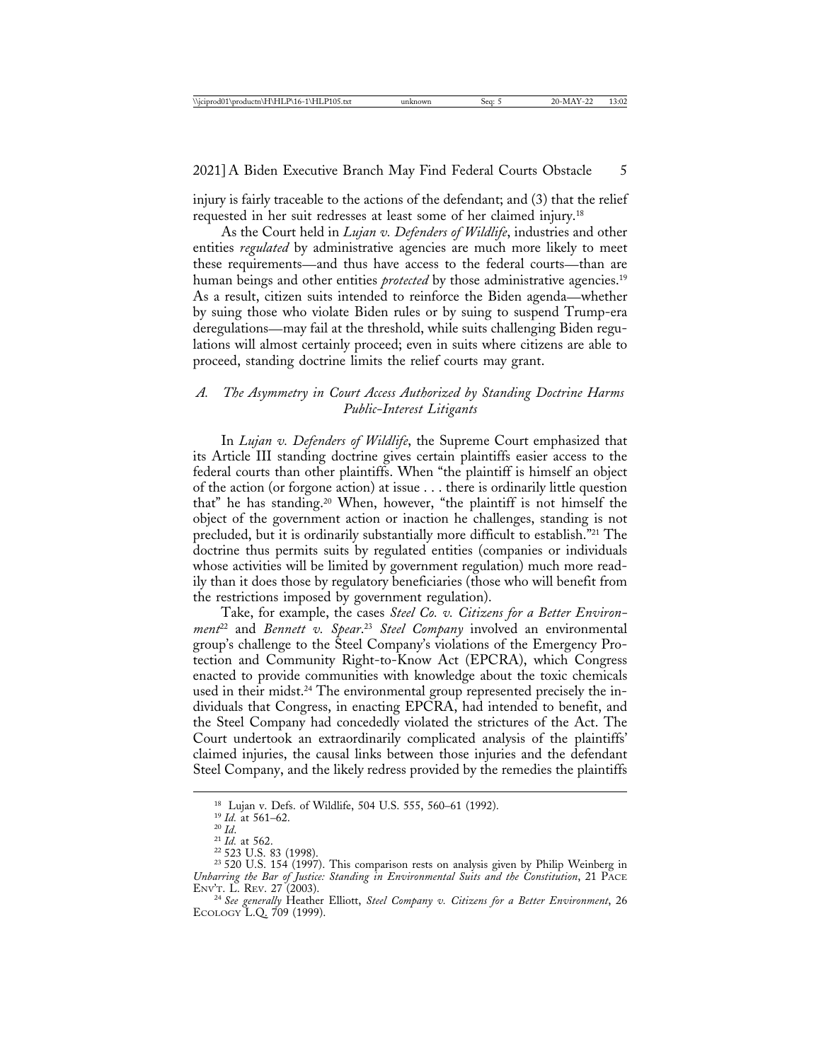injury is fairly traceable to the actions of the defendant; and (3) that the relief requested in her suit redresses at least some of her claimed injury.[18]

As the Court held in *Lujan v. Defenders of Wildlife*, industries and other entities *regulated* by administrative agencies are much more likely to meet these requirements—and thus have access to the federal courts—than are human beings and other entities *protected* by those administrative agencies.[19] As a result, citizen suits intended to reinforce the Biden agenda—whether by suing those who violate Biden rules or by suing to suspend Trump-era deregulations—may fail at the threshold, while suits challenging Biden regulations will almost certainly proceed; even in suits where citizens are able to proceed, standing doctrine limits the relief courts may grant.

### *A. The Asymmetry in Court Access Authorized by Standing Doctrine Harms Public-Interest Litigants*

In *Lujan v. Defenders of Wildlife*, the Supreme Court emphasized that its Article III standing doctrine gives certain plaintiffs easier access to the federal courts than other plaintiffs. When "the plaintiff is himself an object of the action (or forgone action) at issue . . . there is ordinarily little question that" he has standing.[20] When, however, "the plaintiff is not himself the object of the government action or inaction he challenges, standing is not precluded, but it is ordinarily substantially more difficult to establish."[21] The doctrine thus permits suits by regulated entities (companies or individuals whose activities will be limited by government regulation) much more readily than it does those by regulatory beneficiaries (those who will benefit from the restrictions imposed by government regulation).

Take, for example, the cases *Steel Co. v. Citizens for a Better Environment*[22] and *Bennett v. Spear*.[23] *Steel Company* involved an environmental group's challenge to the Steel Company's violations of the Emergency Protection and Community Right-to-Know Act (EPCRA), which Congress enacted to provide communities with knowledge about the toxic chemicals used in their midst.[24] The environmental group represented precisely the individuals that Congress, in enacting EPCRA, had intended to benefit, and the Steel Company had concededly violated the strictures of the Act. The Court undertook an extraordinarily complicated analysis of the plaintiffs' claimed injuries, the causal links between those injuries and the defendant Steel Company, and the likely redress provided by the remedies the plaintiffs

---

[18] Lujan v. Defs. of Wildlife, 504 U.S. 555, 560–61 (1992).

[19] *Id.* at 561–62.

[20] *Id.*

[21] *Id.* at 562.

[22] 523 U.S. 83 (1998).

[23] 520 U.S. 154 (1997). This comparison rests on analysis given by Philip Weinberg in *Unbarring the Bar of Justice: Standing in Environmental Suits and the Constitution*, 21 PACE ENV'T. L. REV. 27 (2003).

[24] *See generally* Heather Elliott, *Steel Company v. Citizens for a Better Environment*, 26 ECOLOGY L.Q. 709 (1999).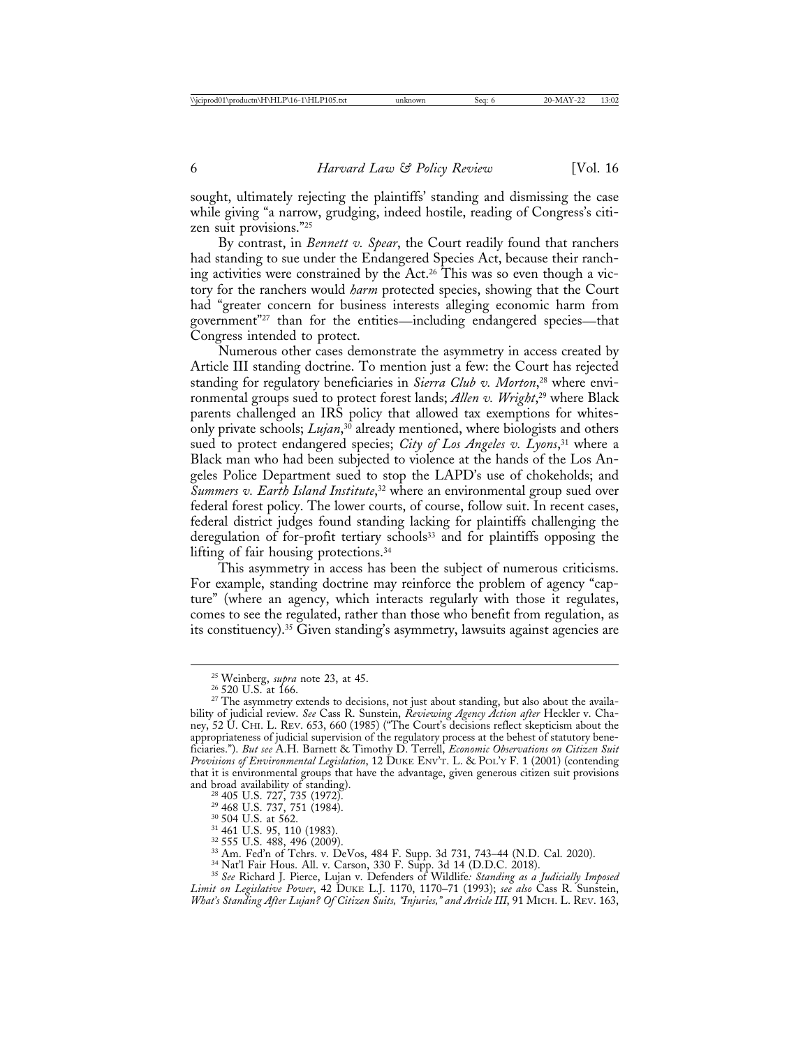sought, ultimately rejecting the plaintiffs' standing and dismissing the case while giving "a narrow, grudging, indeed hostile, reading of Congress's citizen suit provisions."[25]

By contrast, in *Bennett v. Spear*, the Court readily found that ranchers had standing to sue under the Endangered Species Act, because their ranching activities were constrained by the Act.[26] This was so even though a victory for the ranchers would *harm* protected species, showing that the Court had "greater concern for business interests alleging economic harm from government"[27] than for the entities—including endangered species—that Congress intended to protect.

Numerous other cases demonstrate the asymmetry in access created by Article III standing doctrine. To mention just a few: the Court has rejected standing for regulatory beneficiaries in *Sierra Club v. Morton*,[28] where environmental groups sued to protect forest lands; *Allen v. Wright*,[29] where Black parents challenged an IRS policy that allowed tax exemptions for whites-only private schools; *Lujan*,[30] already mentioned, where biologists and others sued to protect endangered species; *City of Los Angeles v. Lyons*,[31] where a Black man who had been subjected to violence at the hands of the Los Angeles Police Department sued to stop the LAPD's use of chokeholds; and *Summers v. Earth Island Institute*,[32] where an environmental group sued over federal forest policy. The lower courts, of course, follow suit. In recent cases, federal district judges found standing lacking for plaintiffs challenging the deregulation of for-profit tertiary schools[33] and for plaintiffs opposing the lifting of fair housing protections.[34]

This asymmetry in access has been the subject of numerous criticisms. For example, standing doctrine may reinforce the problem of agency "capture" (where an agency, which interacts regularly with those it regulates, comes to see the regulated, rather than those who benefit from regulation, as its constituency).[35] Given standing's asymmetry, lawsuits against agencies are

---

[25] Weinberg, *supra* note 23, at 45.

[26] 520 U.S. at 166.

[27] The asymmetry extends to decisions, not just about standing, but also about the availability of judicial review. *See* Cass R. Sunstein, *Reviewing Agency Action after* Heckler v. Chaney, 52 U. CHI. L. REV. 653, 660 (1985) ("The Court's decisions reflect skepticism about the appropriateness of judicial supervision of the regulatory process at the behest of statutory beneficiaries."). *But see* A.H. Barnett & Timothy D. Terrell, *Economic Observations on Citizen Suit Provisions of Environmental Legislation*, 12 DUKE ENV'T. L. & POL'Y F. 1 (2001) (contending that it is environmental groups that have the advantage, given generous citizen suit provisions and broad availability of standing).

[28] 405 U.S. 727, 735 (1972).

[29] 468 U.S. 737, 751 (1984).

[30] 504 U.S. at 562.

[31] 461 U.S. 95, 110 (1983).

[32] 555 U.S. 488, 496 (2009).

[33] Am. Fed'n of Tchrs. v. DeVos, 484 F. Supp. 3d 731, 743–44 (N.D. Cal. 2020).

[34] Nat'l Fair Hous. All. v. Carson, 330 F. Supp. 3d 14 (D.D.C. 2018).

[35] *See* Richard J. Pierce, Lujan v. Defenders of Wildlife*: Standing as a Judicially Imposed Limit on Legislative Power*, 42 DUKE L.J. 1170, 1170–71 (1993); *see also* Cass R. Sunstein, *What's Standing After Lujan? Of Citizen Suits, "Injuries," and Article III*, 91 MICH. L. REV. 163,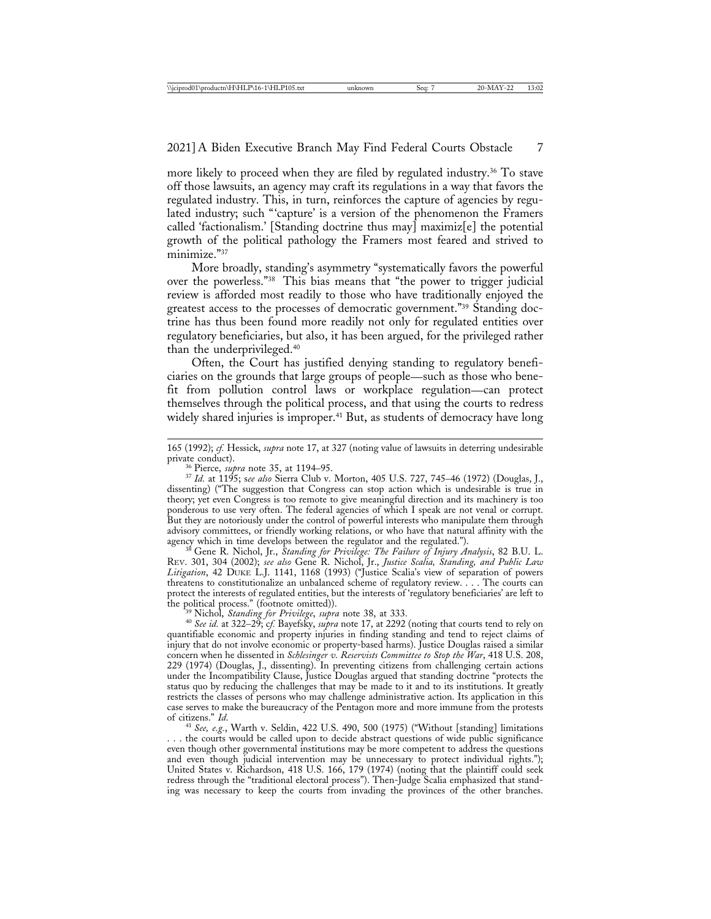more likely to proceed when they are filed by regulated industry.[36] To stave off those lawsuits, an agency may craft its regulations in a way that favors the regulated industry. This, in turn, reinforces the capture of agencies by regulated industry; such "'capture' is a version of the phenomenon the Framers called 'factionalism.' [Standing doctrine thus may] maximiz[e] the potential growth of the political pathology the Framers most feared and strived to minimize."[37]

More broadly, standing's asymmetry "systematically favors the powerful over the powerless."[38] This bias means that "the power to trigger judicial review is afforded most readily to those who have traditionally enjoyed the greatest access to the processes of democratic government."[39] Standing doctrine has thus been found more readily not only for regulated entities over regulatory beneficiaries, but also, it has been argued, for the privileged rather than the underprivileged.[40]

Often, the Court has justified denying standing to regulatory beneficiaries on the grounds that large groups of people—such as those who benefit from pollution control laws or workplace regulation—can protect themselves through the political process, and that using the courts to redress widely shared injuries is improper.[41] But, as students of democracy have long

---

165 (1992); *cf.* Hessick, *supra* note 17, at 327 (noting value of lawsuits in deterring undesirable private conduct).

[36] Pierce, *supra* note 35, at 1194–95.

[37] *Id.* at 1195; *see also* Sierra Club v. Morton, 405 U.S. 727, 745–46 (1972) (Douglas, J., dissenting) ("The suggestion that Congress can stop action which is undesirable is true in theory; yet even Congress is too remote to give meaningful direction and its machinery is too ponderous to use very often. The federal agencies of which I speak are not venal or corrupt. But they are notoriously under the control of powerful interests who manipulate them through advisory committees, or friendly working relations, or who have that natural affinity with the agency which in time develops between the regulator and the regulated.").

[38] Gene R. Nichol, Jr., *Standing for Privilege: The Failure of Injury Analysis*, 82 B.U. L. Rev. 301, 304 (2002); *see also* Gene R. Nichol, Jr., *Justice Scalia, Standing, and Public Law Litigation*, 42 Duke L.J. 1141, 1168 (1993) ("Justice Scalia's view of separation of powers threatens to constitutionalize an unbalanced scheme of regulatory review. . . . The courts can protect the interests of regulated entities, but the interests of 'regulatory beneficiaries' are left to the political process." (footnote omitted)).

[39] Nichol, *Standing for Privilege*, *supra* note 38, at 333.

[40] *See id.* at 322–29; *cf.* Bayefsky, *supra* note 17, at 2292 (noting that courts tend to rely on quantifiable economic and property injuries in finding standing and tend to reject claims of injury that do not involve economic or property-based harms). Justice Douglas raised a similar concern when he dissented in *Schlesinger v. Reservists Committee to Stop the War*, 418 U.S. 208, 229 (1974) (Douglas, J., dissenting). In preventing citizens from challenging certain actions under the Incompatibility Clause, Justice Douglas argued that standing doctrine "protects the status quo by reducing the challenges that may be made to it and to its institutions. It greatly restricts the classes of persons who may challenge administrative action. Its application in this case serves to make the bureaucracy of the Pentagon more and more immune from the protests of citizens." *Id.*

[41] *See, e.g.*, Warth v. Seldin, 422 U.S. 490, 500 (1975) ("Without [standing] limitations . . . the courts would be called upon to decide abstract questions of wide public significance even though other governmental institutions may be more competent to address the questions and even though judicial intervention may be unnecessary to protect individual rights."); United States v. Richardson, 418 U.S. 166, 179 (1974) (noting that the plaintiff could seek redress through the "traditional electoral process"). Then-Judge Scalia emphasized that standing was necessary to keep the courts from invading the provinces of the other branches.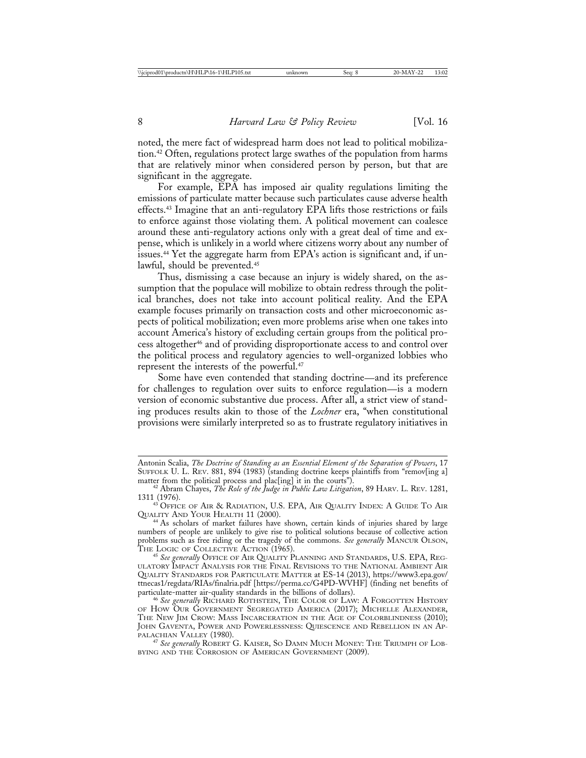noted, the mere fact of widespread harm does not lead to political mobilization.[42] Often, regulations protect large swathes of the population from harms that are relatively minor when considered person by person, but that are significant in the aggregate.

For example, EPA has imposed air quality regulations limiting the emissions of particulate matter because such particulates cause adverse health effects.[43] Imagine that an anti-regulatory EPA lifts those restrictions or fails to enforce against those violating them. A political movement can coalesce around these anti-regulatory actions only with a great deal of time and expense, which is unlikely in a world where citizens worry about any number of issues.[44] Yet the aggregate harm from EPA's action is significant and, if unlawful, should be prevented.[45]

Thus, dismissing a case because an injury is widely shared, on the assumption that the populace will mobilize to obtain redress through the political branches, does not take into account political reality. And the EPA example focuses primarily on transaction costs and other microeconomic aspects of political mobilization; even more problems arise when one takes into account America's history of excluding certain groups from the political process altogether[46] and of providing disproportionate access to and control over the political process and regulatory agencies to well-organized lobbies who represent the interests of the powerful.[47]

Some have even contended that standing doctrine—and its preference for challenges to regulation over suits to enforce regulation—is a modern version of economic substantive due process. After all, a strict view of standing produces results akin to those of the *Lochner* era, "when constitutional provisions were similarly interpreted so as to frustrate regulatory initiatives in

---

Antonin Scalia, *The Doctrine of Standing as an Essential Element of the Separation of Powers*, 17 Suffolk U. L. Rev. 881, 894 (1983) (standing doctrine keeps plaintiffs from "remov[ing a] matter from the political process and plac[ing] it in the courts").

[42] Abram Chayes, *The Role of the Judge in Public Law Litigation*, 89 Harv. L. Rev. 1281, 1311 (1976).

[43] Office of Air & Radiation, U.S. EPA, Air Quality Index: A Guide To Air Quality And Your Health 11 (2000).

[44] As scholars of market failures have shown, certain kinds of injuries shared by large numbers of people are unlikely to give rise to political solutions because of collective action problems such as free riding or the tragedy of the commons. *See generally* Mancur Olson, The Logic of Collective Action (1965).

[45] *See generally* Office of Air Quality Planning and Standards, U.S. EPA, Regulatory Impact Analysis for the Final Revisions to the National Ambient Air Quality Standards for Particulate Matter at ES-14 (2013), https://www3.epa.gov/ttnecas1/regdata/RIAs/finalria.pdf [https://perma.cc/G4PD-WVHF] (finding net benefits of particulate-matter air-quality standards in the billions of dollars).

[46] *See generally* Richard Rothstein, The Color of Law: A Forgotten History of How Our Government Segregated America (2017); Michelle Alexander, The New Jim Crow: Mass Incarceration in the Age of Colorblindness (2010); John Gaventa, Power and Powerlessness: Quiescence and Rebellion in an Appalachian Valley (1980).

[47] *See generally* Robert G. Kaiser, So Damn Much Money: The Triumph of Lobbying and the Corrosion of American Government (2009).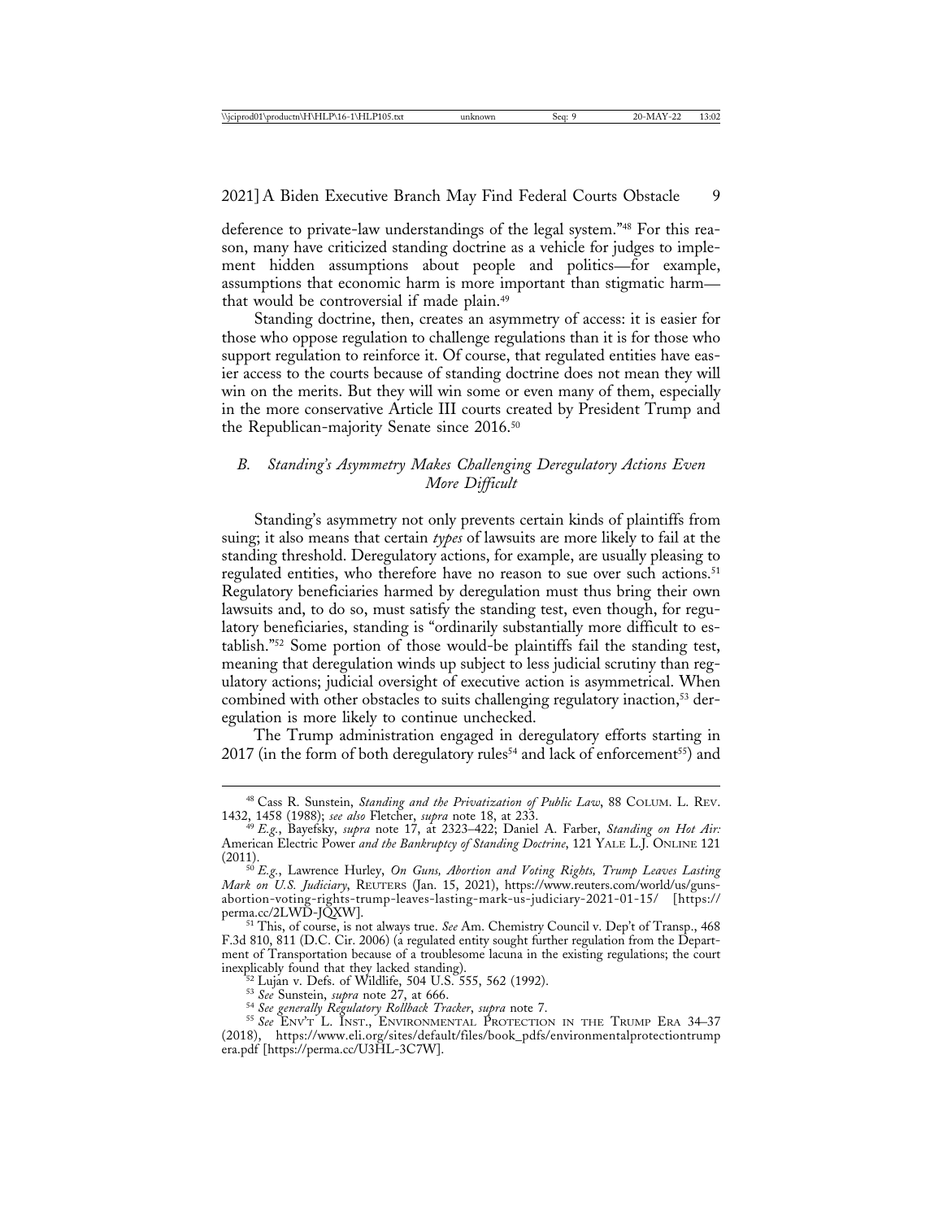deference to private-law understandings of the legal system."[48] For this reason, many have criticized standing doctrine as a vehicle for judges to implement hidden assumptions about people and politics—for example, assumptions that economic harm is more important than stigmatic harm—that would be controversial if made plain.[49]

Standing doctrine, then, creates an asymmetry of access: it is easier for those who oppose regulation to challenge regulations than it is for those who support regulation to reinforce it. Of course, that regulated entities have easier access to the courts because of standing doctrine does not mean they will win on the merits. But they will win some or even many of them, especially in the more conservative Article III courts created by President Trump and the Republican-majority Senate since 2016.[50]

### B. *Standing's Asymmetry Makes Challenging Deregulatory Actions Even More Difficult*

Standing's asymmetry not only prevents certain kinds of plaintiffs from suing; it also means that certain *types* of lawsuits are more likely to fail at the standing threshold. Deregulatory actions, for example, are usually pleasing to regulated entities, who therefore have no reason to sue over such actions.[51] Regulatory beneficiaries harmed by deregulation must thus bring their own lawsuits and, to do so, must satisfy the standing test, even though, for regulatory beneficiaries, standing is "ordinarily substantially more difficult to establish."[52] Some portion of those would-be plaintiffs fail the standing test, meaning that deregulation winds up subject to less judicial scrutiny than regulatory actions; judicial oversight of executive action is asymmetrical. When combined with other obstacles to suits challenging regulatory inaction,[53] deregulation is more likely to continue unchecked.

The Trump administration engaged in deregulatory efforts starting in 2017 (in the form of both deregulatory rules[54] and lack of enforcement[55]) and

---

[48] Cass R. Sunstein, *Standing and the Privatization of Public Law*, 88 COLUM. L. REV. 1432, 1458 (1988); *see also* Fletcher, *supra* note 18, at 233.

[49] *E.g.*, Bayefsky, *supra* note 17, at 2323–422; Daniel A. Farber, *Standing on Hot Air:* American Electric Power *and the Bankruptcy of Standing Doctrine*, 121 YALE L.J. ONLINE 121 (2011).

[50] *E.g.*, Lawrence Hurley, *On Guns, Abortion and Voting Rights, Trump Leaves Lasting Mark on U.S. Judiciary*, REUTERS (Jan. 15, 2021), https://www.reuters.com/world/us/guns-abortion-voting-rights-trump-leaves-lasting-mark-us-judiciary-2021-01-15/ [https://perma.cc/2LWD-JQXW].

[51] This, of course, is not always true. *See* Am. Chemistry Council v. Dep't of Transp., 468 F.3d 810, 811 (D.C. Cir. 2006) (a regulated entity sought further regulation from the Department of Transportation because of a troublesome lacuna in the existing regulations; the court inexplicably found that they lacked standing).

[52] Lujan v. Defs. of Wildlife, 504 U.S. 555, 562 (1992).

[53] *See* Sunstein, *supra* note 27, at 666.

[54] *See generally Regulatory Rollback Tracker*, *supra* note 7.

[55] *See* ENV'T L. INST., ENVIRONMENTAL PROTECTION IN THE TRUMP ERA 34–37 (2018), https://www.eli.org/sites/default/files/book_pdfs/environmentalprotectiontrumpera.pdf [https://perma.cc/U3HL-3C7W].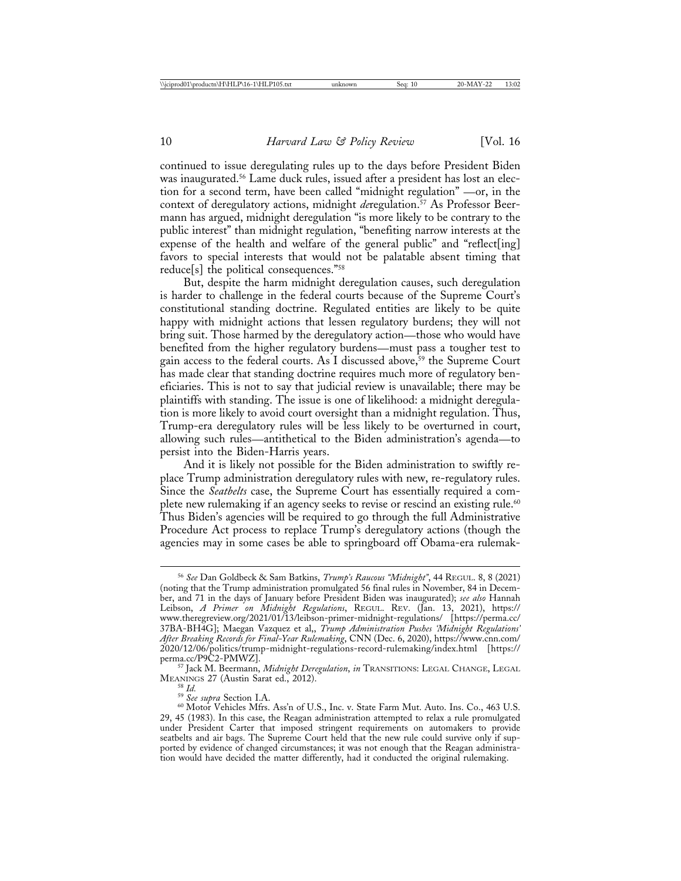continued to issue deregulating rules up to the days before President Biden was inaugurated.[56] Lame duck rules, issued after a president has lost an election for a second term, have been called "midnight regulation" —or, in the context of deregulatory actions, midnight *de*regulation.[57] As Professor Beermann has argued, midnight deregulation "is more likely to be contrary to the public interest" than midnight regulation, "benefiting narrow interests at the expense of the health and welfare of the general public" and "reflect[ing] favors to special interests that would not be palatable absent timing that reduce[s] the political consequences."[58]

But, despite the harm midnight deregulation causes, such deregulation is harder to challenge in the federal courts because of the Supreme Court's constitutional standing doctrine. Regulated entities are likely to be quite happy with midnight actions that lessen regulatory burdens; they will not bring suit. Those harmed by the deregulatory action—those who would have benefited from the higher regulatory burdens—must pass a tougher test to gain access to the federal courts. As I discussed above,[59] the Supreme Court has made clear that standing doctrine requires much more of regulatory beneficiaries. This is not to say that judicial review is unavailable; there may be plaintiffs with standing. The issue is one of likelihood: a midnight deregulation is more likely to avoid court oversight than a midnight regulation. Thus, Trump-era deregulatory rules will be less likely to be overturned in court, allowing such rules—antithetical to the Biden administration's agenda—to persist into the Biden-Harris years.

And it is likely not possible for the Biden administration to swiftly replace Trump administration deregulatory rules with new, re-regulatory rules. Since the *Seatbelts* case, the Supreme Court has essentially required a complete new rulemaking if an agency seeks to revise or rescind an existing rule.[60] Thus Biden's agencies will be required to go through the full Administrative Procedure Act process to replace Trump's deregulatory actions (though the agencies may in some cases be able to springboard off Obama-era rulemak-

---

[56] *See* Dan Goldbeck & Sam Batkins, *Trump's Raucous "Midnight"*, 44 REGUL. 8, 8 (2021) (noting that the Trump administration promulgated 56 final rules in November, 84 in December, and 71 in the days of January before President Biden was inaugurated); *see also* Hannah Leibson, *A Primer on Midnight Regulations*, REGUL. REV. (Jan. 13, 2021), https://www.theregreview.org/2021/01/13/leibson-primer-midnight-regulations/ [https://perma.cc/37BA-BH4G]; Maegan Vazquez et al,, *Trump Administration Pushes 'Midnight Regulations' After Breaking Records for Final-Year Rulemaking*, CNN (Dec. 6, 2020), https://www.cnn.com/2020/12/06/politics/trump-midnight-regulations-record-rulemaking/index.html [https://perma.cc/P9C2-PMWZ].

[57] Jack M. Beermann, *Midnight Deregulation*, *in* TRANSITIONS: LEGAL CHANGE, LEGAL MEANINGS 27 (Austin Sarat ed., 2012).

[58] *Id.*

[59] *See supra* Section I.A.

[60] Motor Vehicles Mfrs. Ass'n of U.S., Inc. v. State Farm Mut. Auto. Ins. Co., 463 U.S. 29, 45 (1983). In this case, the Reagan administration attempted to relax a rule promulgated under President Carter that imposed stringent requirements on automakers to provide seatbelts and air bags. The Supreme Court held that the new rule could survive only if supported by evidence of changed circumstances; it was not enough that the Reagan administration would have decided the matter differently, had it conducted the original rulemaking.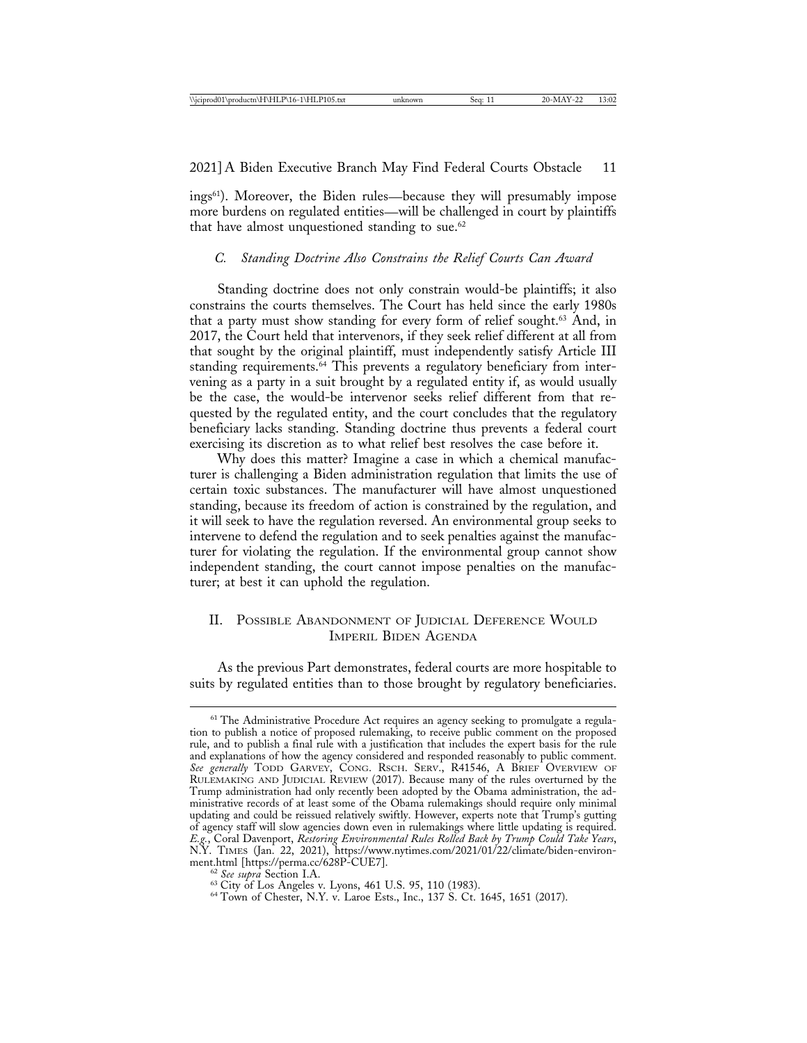ings[61]). Moreover, the Biden rules—because they will presumably impose more burdens on regulated entities—will be challenged in court by plaintiffs that have almost unquestioned standing to sue.[62]

### *C. Standing Doctrine Also Constrains the Relief Courts Can Award*

Standing doctrine does not only constrain would-be plaintiffs; it also constrains the courts themselves. The Court has held since the early 1980s that a party must show standing for every form of relief sought.[63] And, in 2017, the Court held that intervenors, if they seek relief different at all from that sought by the original plaintiff, must independently satisfy Article III standing requirements.[64] This prevents a regulatory beneficiary from intervening as a party in a suit brought by a regulated entity if, as would usually be the case, the would-be intervenor seeks relief different from that requested by the regulated entity, and the court concludes that the regulatory beneficiary lacks standing. Standing doctrine thus prevents a federal court exercising its discretion as to what relief best resolves the case before it.

Why does this matter? Imagine a case in which a chemical manufacturer is challenging a Biden administration regulation that limits the use of certain toxic substances. The manufacturer will have almost unquestioned standing, because its freedom of action is constrained by the regulation, and it will seek to have the regulation reversed. An environmental group seeks to intervene to defend the regulation and to seek penalties against the manufacturer for violating the regulation. If the environmental group cannot show independent standing, the court cannot impose penalties on the manufacturer; at best it can uphold the regulation.

## II. Possible Abandonment of Judicial Deference Would Imperil Biden Agenda

As the previous Part demonstrates, federal courts are more hospitable to suits by regulated entities than to those brought by regulatory beneficiaries.

---

[61] The Administrative Procedure Act requires an agency seeking to promulgate a regulation to publish a notice of proposed rulemaking, to receive public comment on the proposed rule, and to publish a final rule with a justification that includes the expert basis for the rule and explanations of how the agency considered and responded reasonably to public comment. *See generally* Todd Garvey, Cong. Rsch. Serv., R41546, A Brief Overview of Rulemaking and Judicial Review (2017). Because many of the rules overturned by the Trump administration had only recently been adopted by the Obama administration, the administrative records of at least some of the Obama rulemakings should require only minimal updating and could be reissued relatively swiftly. However, experts note that Trump's gutting of agency staff will slow agencies down even in rulemakings where little updating is required. *E.g.*, Coral Davenport, *Restoring Environmental Rules Rolled Back by Trump Could Take Years*, N.Y. Times (Jan. 22, 2021), https://www.nytimes.com/2021/01/22/climate/biden-environment.html [https://perma.cc/628P-CUE7].

[62] *See supra* Section I.A.

[63] City of Los Angeles v. Lyons, 461 U.S. 95, 110 (1983).

[64] Town of Chester, N.Y. v. Laroe Ests., Inc., 137 S. Ct. 1645, 1651 (2017).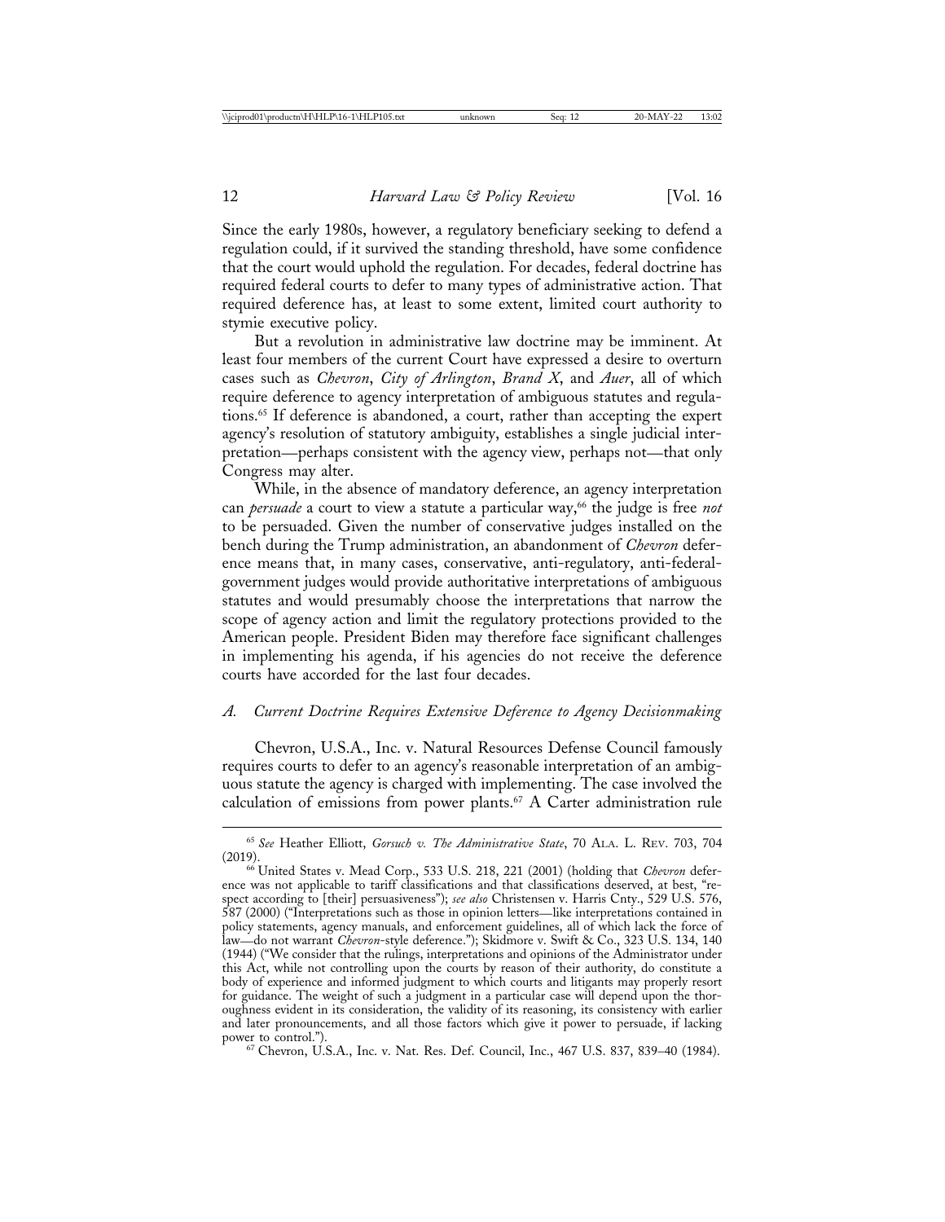Since the early 1980s, however, a regulatory beneficiary seeking to defend a regulation could, if it survived the standing threshold, have some confidence that the court would uphold the regulation. For decades, federal doctrine has required federal courts to defer to many types of administrative action. That required deference has, at least to some extent, limited court authority to stymie executive policy.

But a revolution in administrative law doctrine may be imminent. At least four members of the current Court have expressed a desire to overturn cases such as *Chevron*, *City of Arlington*, *Brand X*, and *Auer*, all of which require deference to agency interpretation of ambiguous statutes and regulations.[65] If deference is abandoned, a court, rather than accepting the expert agency's resolution of statutory ambiguity, establishes a single judicial interpretation—perhaps consistent with the agency view, perhaps not—that only Congress may alter.

While, in the absence of mandatory deference, an agency interpretation can *persuade* a court to view a statute a particular way,[66] the judge is free *not* to be persuaded. Given the number of conservative judges installed on the bench during the Trump administration, an abandonment of *Chevron* deference means that, in many cases, conservative, anti-regulatory, anti-federal-government judges would provide authoritative interpretations of ambiguous statutes and would presumably choose the interpretations that narrow the scope of agency action and limit the regulatory protections provided to the American people. President Biden may therefore face significant challenges in implementing his agenda, if his agencies do not receive the deference courts have accorded for the last four decades.

### *A. Current Doctrine Requires Extensive Deference to Agency Decisionmaking*

Chevron, U.S.A., Inc. v. Natural Resources Defense Council famously requires courts to defer to an agency's reasonable interpretation of an ambiguous statute the agency is charged with implementing. The case involved the calculation of emissions from power plants.[67] A Carter administration rule

---

[65] *See* Heather Elliott, *Gorsuch v. The Administrative State*, 70 ALA. L. REV. 703, 704 (2019).

[66] United States v. Mead Corp., 533 U.S. 218, 221 (2001) (holding that *Chevron* deference was not applicable to tariff classifications and that classifications deserved, at best, "respect according to [their] persuasiveness"); *see also* Christensen v. Harris Cnty., 529 U.S. 576, 587 (2000) ("Interpretations such as those in opinion letters—like interpretations contained in policy statements, agency manuals, and enforcement guidelines, all of which lack the force of law—do not warrant *Chevron*-style deference."); Skidmore v. Swift & Co., 323 U.S. 134, 140 (1944) ("We consider that the rulings, interpretations and opinions of the Administrator under this Act, while not controlling upon the courts by reason of their authority, do constitute a body of experience and informed judgment to which courts and litigants may properly resort for guidance. The weight of such a judgment in a particular case will depend upon the thoroughness evident in its consideration, the validity of its reasoning, its consistency with earlier and later pronouncements, and all those factors which give it power to persuade, if lacking power to control.").

[67] Chevron, U.S.A., Inc. v. Nat. Res. Def. Council, Inc., 467 U.S. 837, 839–40 (1984).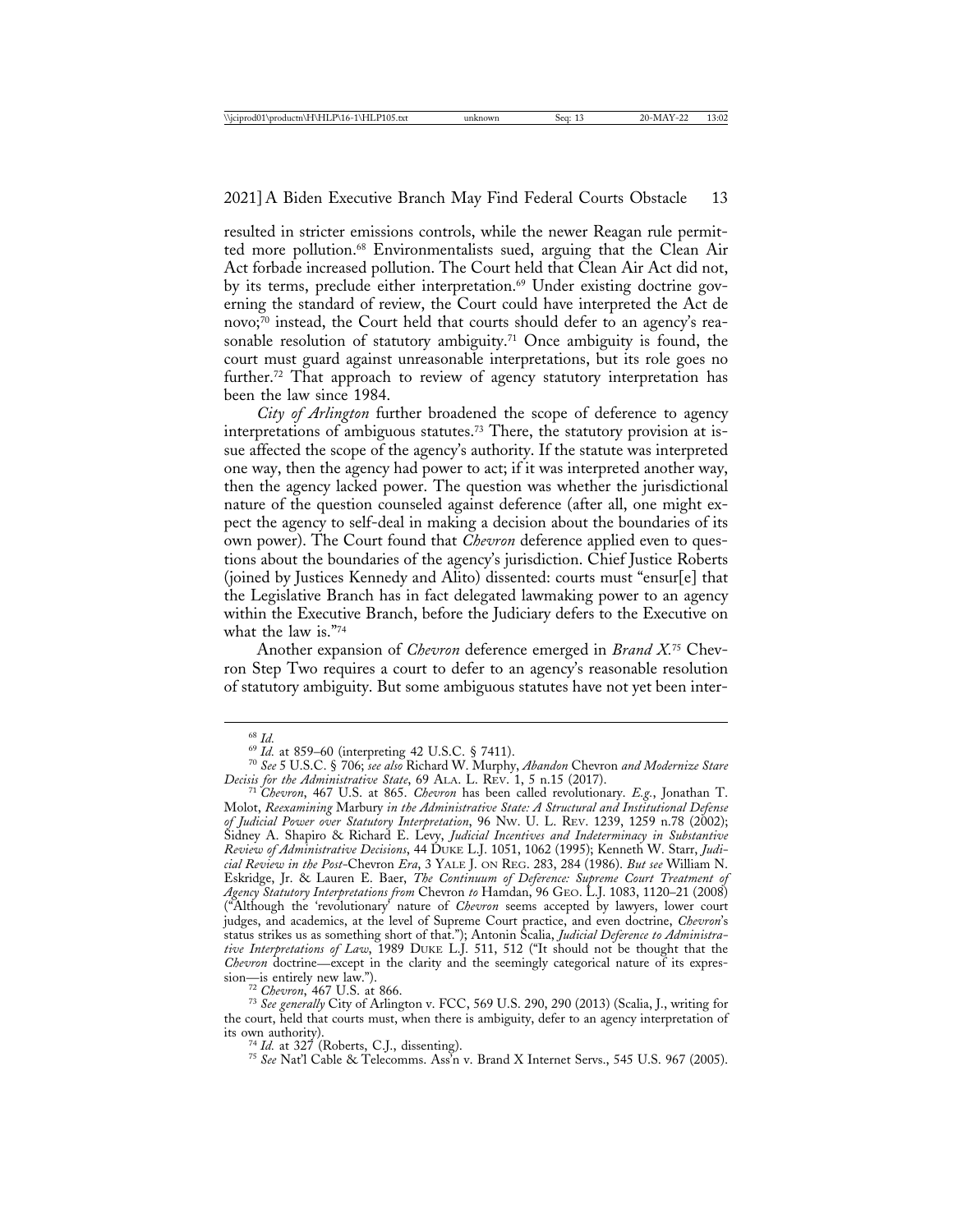resulted in stricter emissions controls, while the newer Reagan rule permitted more pollution.[68] Environmentalists sued, arguing that the Clean Air Act forbade increased pollution. The Court held that Clean Air Act did not, by its terms, preclude either interpretation.[69] Under existing doctrine governing the standard of review, the Court could have interpreted the Act de novo;[70] instead, the Court held that courts should defer to an agency's reasonable resolution of statutory ambiguity.[71] Once ambiguity is found, the court must guard against unreasonable interpretations, but its role goes no further.[72] That approach to review of agency statutory interpretation has been the law since 1984.

*City of Arlington* further broadened the scope of deference to agency interpretations of ambiguous statutes.[73] There, the statutory provision at issue affected the scope of the agency's authority. If the statute was interpreted one way, then the agency had power to act; if it was interpreted another way, then the agency lacked power. The question was whether the jurisdictional nature of the question counseled against deference (after all, one might expect the agency to self-deal in making a decision about the boundaries of its own power). The Court found that *Chevron* deference applied even to questions about the boundaries of the agency's jurisdiction. Chief Justice Roberts (joined by Justices Kennedy and Alito) dissented: courts must "ensur[e] that the Legislative Branch has in fact delegated lawmaking power to an agency within the Executive Branch, before the Judiciary defers to the Executive on what the law is."[74]

Another expansion of *Chevron* deference emerged in *Brand X*.[75] Chevron Step Two requires a court to defer to an agency's reasonable resolution of statutory ambiguity. But some ambiguous statutes have not yet been inter-

---

[68] *Id.*

[69] *Id.* at 859–60 (interpreting 42 U.S.C. § 7411).

[70] *See* 5 U.S.C. § 706; *see also* Richard W. Murphy, *Abandon* Chevron *and Modernize Stare Decisis for the Administrative State*, 69 ALA. L. REV. 1, 5 n.15 (2017).

[71] *Chevron*, 467 U.S. at 865. *Chevron* has been called revolutionary. *E.g.*, Jonathan T. Molot, *Reexamining* Marbury *in the Administrative State: A Structural and Institutional Defense of Judicial Power over Statutory Interpretation*, 96 NW. U. L. REV. 1239, 1259 n.78 (2002); Sidney A. Shapiro & Richard E. Levy, *Judicial Incentives and Indeterminacy in Substantive Review of Administrative Decisions*, 44 DUKE L.J. 1051, 1062 (1995); Kenneth W. Starr, *Judicial Review in the Post-*Chevron *Era*, 3 YALE J. ON REG. 283, 284 (1986). *But see* William N. Eskridge, Jr. & Lauren E. Baer, *The Continuum of Deference: Supreme Court Treatment of Agency Statutory Interpretations from* Chevron *to* Hamdan, 96 GEO. L.J. 1083, 1120–21 (2008) ("Although the 'revolutionary' nature of *Chevron* seems accepted by lawyers, lower court judges, and academics, at the level of Supreme Court practice, and even doctrine, *Chevron*'s status strikes us as something short of that."); Antonin Scalia, *Judicial Deference to Administrative Interpretations of Law*, 1989 DUKE L.J. 511, 512 ("It should not be thought that the *Chevron* doctrine—except in the clarity and the seemingly categorical nature of its expression—is entirely new law.").

[72] *Chevron*, 467 U.S. at 866.

[73] *See generally* City of Arlington v. FCC, 569 U.S. 290, 290 (2013) (Scalia, J., writing for the court, held that courts must, when there is ambiguity, defer to an agency interpretation of its own authority).

[74] *Id.* at 327 (Roberts, C.J., dissenting).

[75] *See* Nat'l Cable & Telecomms. Ass'n v. Brand X Internet Servs., 545 U.S. 967 (2005).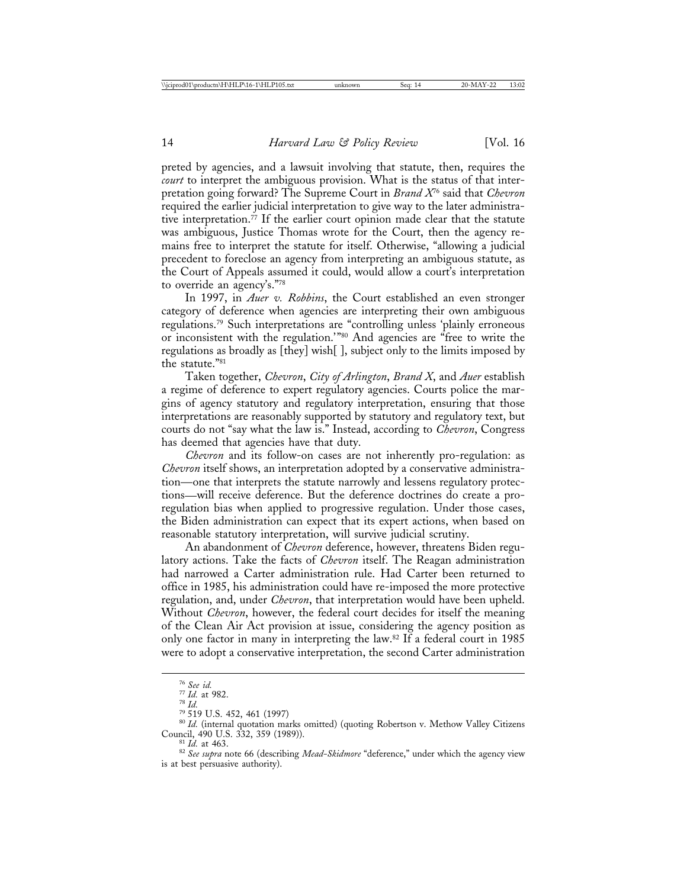preted by agencies, and a lawsuit involving that statute, then, requires the *court* to interpret the ambiguous provision. What is the status of that interpretation going forward? The Supreme Court in *Brand X*[76] said that *Chevron* required the earlier judicial interpretation to give way to the later administrative interpretation.[77] If the earlier court opinion made clear that the statute was ambiguous, Justice Thomas wrote for the Court, then the agency remains free to interpret the statute for itself. Otherwise, "allowing a judicial precedent to foreclose an agency from interpreting an ambiguous statute, as the Court of Appeals assumed it could, would allow a court's interpretation to override an agency's."[78]

In 1997, in *Auer v. Robbins*, the Court established an even stronger category of deference when agencies are interpreting their own ambiguous regulations.[79] Such interpretations are "controlling unless 'plainly erroneous or inconsistent with the regulation.'"[80] And agencies are "free to write the regulations as broadly as [they] wish[ ], subject only to the limits imposed by the statute."[81]

Taken together, *Chevron*, *City of Arlington*, *Brand X*, and *Auer* establish a regime of deference to expert regulatory agencies. Courts police the margins of agency statutory and regulatory interpretation, ensuring that those interpretations are reasonably supported by statutory and regulatory text, but courts do not "say what the law is." Instead, according to *Chevron*, Congress has deemed that agencies have that duty.

*Chevron* and its follow-on cases are not inherently pro-regulation: as *Chevron* itself shows, an interpretation adopted by a conservative administration—one that interprets the statute narrowly and lessens regulatory protections—will receive deference. But the deference doctrines do create a pro-regulation bias when applied to progressive regulation. Under those cases, the Biden administration can expect that its expert actions, when based on reasonable statutory interpretation, will survive judicial scrutiny.

An abandonment of *Chevron* deference, however, threatens Biden regulatory actions. Take the facts of *Chevron* itself. The Reagan administration had narrowed a Carter administration rule. Had Carter been returned to office in 1985, his administration could have re-imposed the more protective regulation, and, under *Chevron*, that interpretation would have been upheld. Without *Chevron*, however, the federal court decides for itself the meaning of the Clean Air Act provision at issue, considering the agency position as only one factor in many in interpreting the law.[82] If a federal court in 1985 were to adopt a conservative interpretation, the second Carter administration

---

[76] *See id.*

[77] *Id.* at 982.

[78] *Id.*

[79] 519 U.S. 452, 461 (1997)

[80] *Id.* (internal quotation marks omitted) (quoting Robertson v. Methow Valley Citizens Council, 490 U.S. 332, 359 (1989)).

[81] *Id.* at 463.

[82] *See supra* note 66 (describing *Mead-Skidmore* "deference," under which the agency view is at best persuasive authority).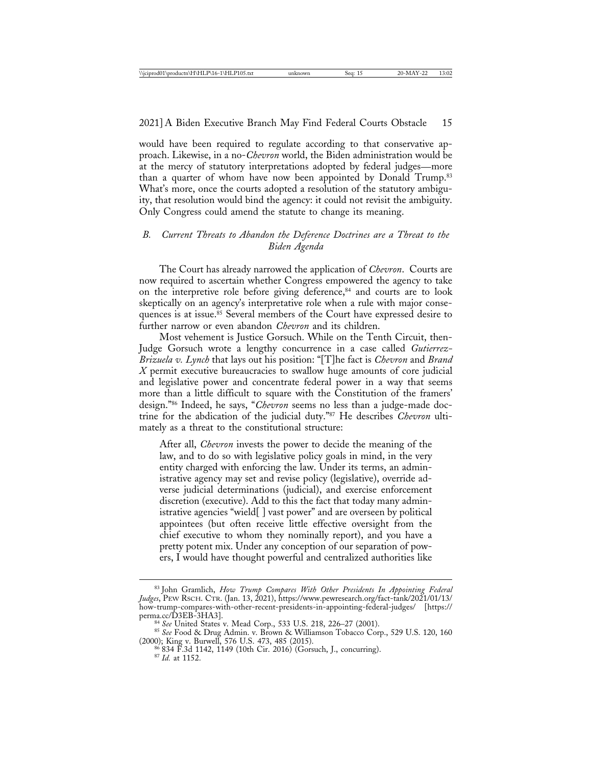would have been required to regulate according to that conservative approach. Likewise, in a no-*Chevron* world, the Biden administration would be at the mercy of statutory interpretations adopted by federal judges—more than a quarter of whom have now been appointed by Donald Trump.[83] What's more, once the courts adopted a resolution of the statutory ambiguity, that resolution would bind the agency: it could not revisit the ambiguity. Only Congress could amend the statute to change its meaning.

### *B. Current Threats to Abandon the Deference Doctrines are a Threat to the Biden Agenda*

The Court has already narrowed the application of *Chevron*. Courts are now required to ascertain whether Congress empowered the agency to take on the interpretive role before giving deference,[84] and courts are to look skeptically on an agency's interpretative role when a rule with major consequences is at issue.[85] Several members of the Court have expressed desire to further narrow or even abandon *Chevron* and its children.

Most vehement is Justice Gorsuch. While on the Tenth Circuit, then-Judge Gorsuch wrote a lengthy concurrence in a case called *Gutierrez-Brizuela v. Lynch* that lays out his position: "[T]he fact is *Chevron* and *Brand X* permit executive bureaucracies to swallow huge amounts of core judicial and legislative power and concentrate federal power in a way that seems more than a little difficult to square with the Constitution of the framers' design."[86] Indeed, he says, "*Chevron* seems no less than a judge-made doctrine for the abdication of the judicial duty."[87] He describes *Chevron* ultimately as a threat to the constitutional structure:

> After all, *Chevron* invests the power to decide the meaning of the law, and to do so with legislative policy goals in mind, in the very entity charged with enforcing the law. Under its terms, an administrative agency may set and revise policy (legislative), override adverse judicial determinations (judicial), and exercise enforcement discretion (executive). Add to this the fact that today many administrative agencies "wield[ ] vast power" and are overseen by political appointees (but often receive little effective oversight from the chief executive to whom they nominally report), and you have a pretty potent mix. Under any conception of our separation of powers, I would have thought powerful and centralized authorities like

---

[83] John Gramlich, *How Trump Compares With Other Presidents In Appointing Federal Judges*, PEW RSCH. CTR. (Jan. 13, 2021), https://www.pewresearch.org/fact-tank/2021/01/13/how-trump-compares-with-other-recent-presidents-in-appointing-federal-judges/ [https://perma.cc/D3EB-3HA3].

[84] *See* United States v. Mead Corp., 533 U.S. 218, 226–27 (2001).

[85] *See* Food & Drug Admin. v. Brown & Williamson Tobacco Corp., 529 U.S. 120, 160 (2000); King v. Burwell, 576 U.S. 473, 485 (2015).

[86] 834 F.3d 1142, 1149 (10th Cir. 2016) (Gorsuch, J., concurring).

[87] *Id.* at 1152.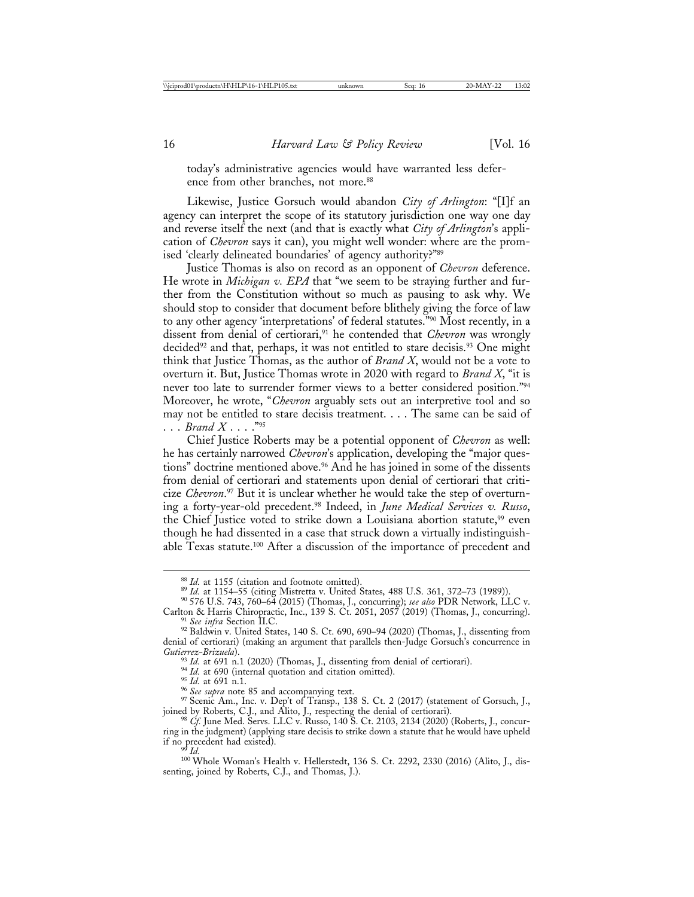today's administrative agencies would have warranted less deference from other branches, not more.[88]

Likewise, Justice Gorsuch would abandon *City of Arlington*: "[I]f an agency can interpret the scope of its statutory jurisdiction one way one day and reverse itself the next (and that is exactly what *City of Arlington*'s application of *Chevron* says it can), you might well wonder: where are the promised 'clearly delineated boundaries' of agency authority?"[89]

Justice Thomas is also on record as an opponent of *Chevron* deference. He wrote in *Michigan v. EPA* that "we seem to be straying further and further from the Constitution without so much as pausing to ask why. We should stop to consider that document before blithely giving the force of law to any other agency 'interpretations' of federal statutes."[90] Most recently, in a dissent from denial of certiorari,[91] he contended that *Chevron* was wrongly decided[92] and that, perhaps, it was not entitled to stare decisis.[93] One might think that Justice Thomas, as the author of *Brand X*, would not be a vote to overturn it. But, Justice Thomas wrote in 2020 with regard to *Brand X*, "it is never too late to surrender former views to a better considered position."[94] Moreover, he wrote, "*Chevron* arguably sets out an interpretive tool and so may not be entitled to stare decisis treatment. . . . The same can be said of . . . *Brand X* . . . ."[95]

Chief Justice Roberts may be a potential opponent of *Chevron* as well: he has certainly narrowed *Chevron*'s application, developing the "major questions" doctrine mentioned above.[96] And he has joined in some of the dissents from denial of certiorari and statements upon denial of certiorari that criticize *Chevron*.[97] But it is unclear whether he would take the step of overturning a forty-year-old precedent.[98] Indeed, in *June Medical Services v. Russo*, the Chief Justice voted to strike down a Louisiana abortion statute,[99] even though he had dissented in a case that struck down a virtually indistinguishable Texas statute.[100] After a discussion of the importance of precedent and

---

[88] *Id.* at 1155 (citation and footnote omitted).

[89] *Id.* at 1154–55 (citing Mistretta v. United States, 488 U.S. 361, 372–73 (1989)).

[90] 576 U.S. 743, 760–64 (2015) (Thomas, J., concurring); *see also* PDR Network, LLC v. Carlton & Harris Chiropractic, Inc., 139 S. Ct. 2051, 2057 (2019) (Thomas, J., concurring).

[91] *See infra* Section II.C.

[92] Baldwin v. United States, 140 S. Ct. 690, 690–94 (2020) (Thomas, J., dissenting from denial of certiorari) (making an argument that parallels then-Judge Gorsuch's concurrence in *Gutierrez-Brizuela*).

[93] *Id.* at 691 n.1 (2020) (Thomas, J., dissenting from denial of certiorari).

[94] *Id.* at 690 (internal quotation and citation omitted).

[95] *Id.* at 691 n.1.

[96] *See supra* note 85 and accompanying text.

[97] Scenic Am., Inc. v. Dep't of Transp., 138 S. Ct. 2 (2017) (statement of Gorsuch, J., joined by Roberts, C.J., and Alito, J., respecting the denial of certiorari).

[98] *Cf.* June Med. Servs. LLC v. Russo, 140 S. Ct. 2103, 2134 (2020) (Roberts, J., concurring in the judgment) (applying stare decisis to strike down a statute that he would have upheld if no precedent had existed).

[99] *Id.*

[100] Whole Woman's Health v. Hellerstedt, 136 S. Ct. 2292, 2330 (2016) (Alito, J., dissenting, joined by Roberts, C.J., and Thomas, J.).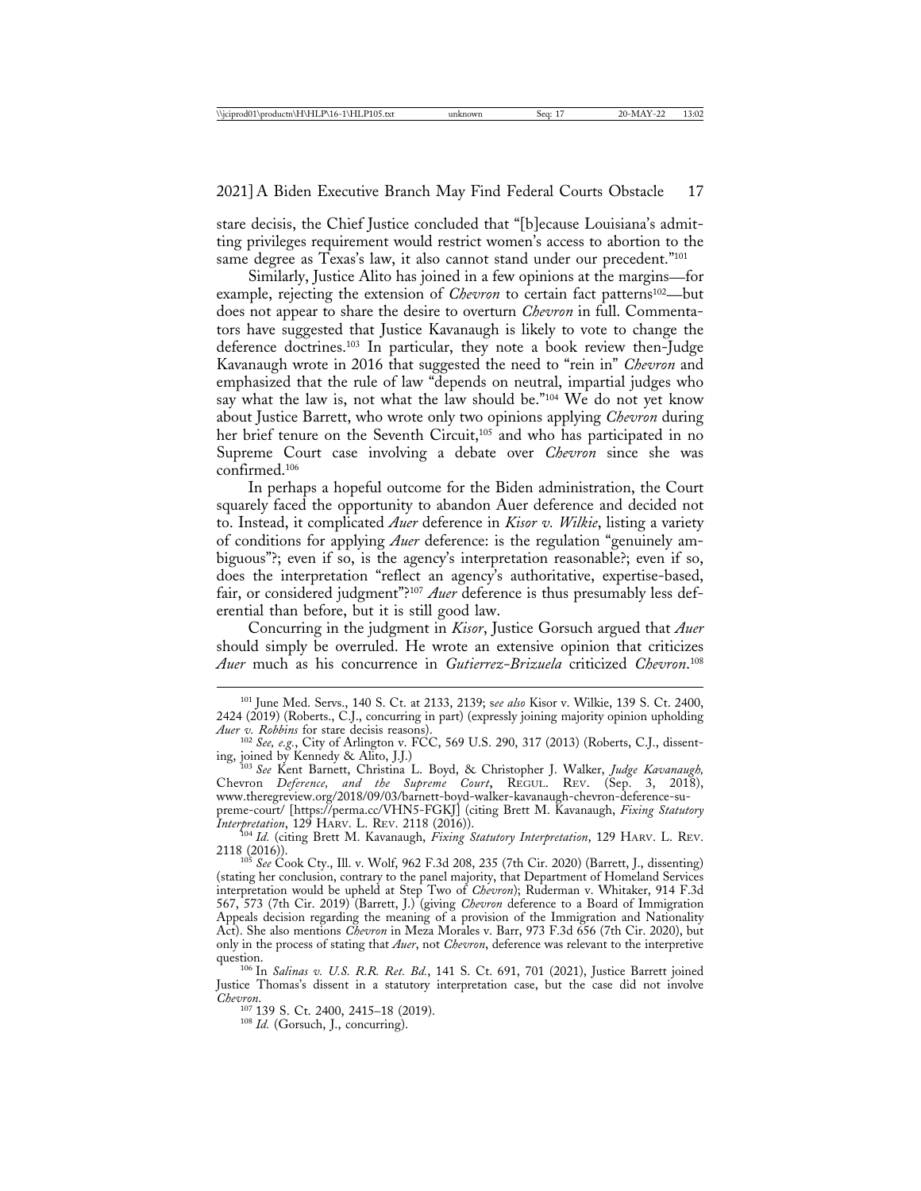stare decisis, the Chief Justice concluded that "[b]ecause Louisiana's admitting privileges requirement would restrict women's access to abortion to the same degree as Texas's law, it also cannot stand under our precedent."[101]

Similarly, Justice Alito has joined in a few opinions at the margins—for example, rejecting the extension of *Chevron* to certain fact patterns[102]—but does not appear to share the desire to overturn *Chevron* in full. Commentators have suggested that Justice Kavanaugh is likely to vote to change the deference doctrines.[103] In particular, they note a book review then-Judge Kavanaugh wrote in 2016 that suggested the need to "rein in" *Chevron* and emphasized that the rule of law "depends on neutral, impartial judges who say what the law is, not what the law should be."[104] We do not yet know about Justice Barrett, who wrote only two opinions applying *Chevron* during her brief tenure on the Seventh Circuit,[105] and who has participated in no Supreme Court case involving a debate over *Chevron* since she was confirmed.[106]

In perhaps a hopeful outcome for the Biden administration, the Court squarely faced the opportunity to abandon Auer deference and decided not to. Instead, it complicated *Auer* deference in *Kisor v. Wilkie*, listing a variety of conditions for applying *Auer* deference: is the regulation "genuinely ambiguous"?; even if so, is the agency's interpretation reasonable?; even if so, does the interpretation "reflect an agency's authoritative, expertise-based, fair, or considered judgment"?[107] *Auer* deference is thus presumably less deferential than before, but it is still good law.

Concurring in the judgment in *Kisor*, Justice Gorsuch argued that *Auer* should simply be overruled. He wrote an extensive opinion that criticizes *Auer* much as his concurrence in *Gutierrez-Brizuela* criticized *Chevron*.[108]

---

[101] June Med. Servs., 140 S. Ct. at 2133, 2139; *see also* Kisor v. Wilkie, 139 S. Ct. 2400, 2424 (2019) (Roberts., C.J., concurring in part) (expressly joining majority opinion upholding *Auer v. Robbins* for stare decisis reasons).

[102] *See, e.g.*, City of Arlington v. FCC, 569 U.S. 290, 317 (2013) (Roberts, C.J., dissenting, joined by Kennedy & Alito, J.J.)

[103] *See* Kent Barnett, Christina L. Boyd, & Christopher J. Walker, *Judge Kavanaugh,* Chevron *Deference, and the Supreme Court*, REGUL. REV. (Sep. 3, 2018), www.theregreview.org/2018/09/03/barnett-boyd-walker-kavanaugh-chevron-deference-supreme-court/ [https://perma.cc/VHN5-FGKJ] (citing Brett M. Kavanaugh, *Fixing Statutory Interpretation*, 129 HARV. L. REV. 2118 (2016)).

[104] *Id.* (citing Brett M. Kavanaugh, *Fixing Statutory Interpretation*, 129 HARV. L. REV. 2118 (2016)).

[105] *See* Cook Cty., Ill. v. Wolf, 962 F.3d 208, 235 (7th Cir. 2020) (Barrett, J., dissenting) (stating her conclusion, contrary to the panel majority, that Department of Homeland Services interpretation would be upheld at Step Two of *Chevron*); Ruderman v. Whitaker, 914 F.3d 567, 573 (7th Cir. 2019) (Barrett, J.) (giving *Chevron* deference to a Board of Immigration Appeals decision regarding the meaning of a provision of the Immigration and Nationality Act). She also mentions *Chevron* in Meza Morales v. Barr, 973 F.3d 656 (7th Cir. 2020), but only in the process of stating that *Auer*, not *Chevron*, deference was relevant to the interpretive question.

[106] In *Salinas v. U.S. R.R. Ret. Bd.*, 141 S. Ct. 691, 701 (2021), Justice Barrett joined Justice Thomas's dissent in a statutory interpretation case, but the case did not involve *Chevron*.

[107] 139 S. Ct. 2400, 2415–18 (2019).

[108] *Id.* (Gorsuch, J., concurring).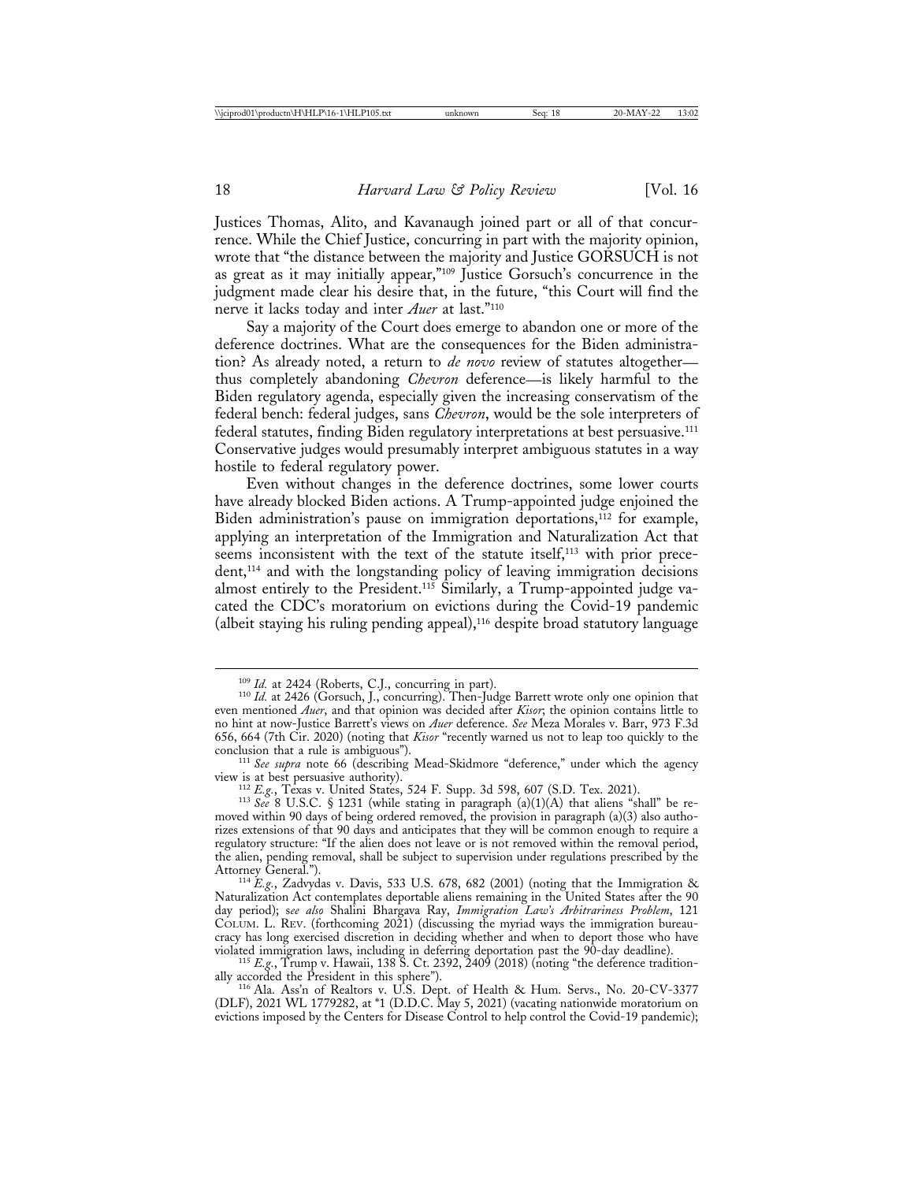Justices Thomas, Alito, and Kavanaugh joined part or all of that concurrence. While the Chief Justice, concurring in part with the majority opinion, wrote that "the distance between the majority and Justice GORSUCH is not as great as it may initially appear,"[109] Justice Gorsuch's concurrence in the judgment made clear his desire that, in the future, "this Court will find the nerve it lacks today and inter *Auer* at last."[110]

Say a majority of the Court does emerge to abandon one or more of the deference doctrines. What are the consequences for the Biden administration? As already noted, a return to *de novo* review of statutes altogether—thus completely abandoning *Chevron* deference—is likely harmful to the Biden regulatory agenda, especially given the increasing conservatism of the federal bench: federal judges, sans *Chevron*, would be the sole interpreters of federal statutes, finding Biden regulatory interpretations at best persuasive.[111] Conservative judges would presumably interpret ambiguous statutes in a way hostile to federal regulatory power.

Even without changes in the deference doctrines, some lower courts have already blocked Biden actions. A Trump-appointed judge enjoined the Biden administration's pause on immigration deportations,[112] for example, applying an interpretation of the Immigration and Naturalization Act that seems inconsistent with the text of the statute itself,[113] with prior precedent,[114] and with the longstanding policy of leaving immigration decisions almost entirely to the President.[115] Similarly, a Trump-appointed judge vacated the CDC's moratorium on evictions during the Covid-19 pandemic (albeit staying his ruling pending appeal),[116] despite broad statutory language

---

[109] *Id.* at 2424 (Roberts, C.J., concurring in part).

[110] *Id.* at 2426 (Gorsuch, J., concurring). Then-Judge Barrett wrote only one opinion that even mentioned *Auer*, and that opinion was decided after *Kisor*; the opinion contains little to no hint at now-Justice Barrett's views on *Auer* deference. *See* Meza Morales v. Barr, 973 F.3d 656, 664 (7th Cir. 2020) (noting that *Kisor* "recently warned us not to leap too quickly to the conclusion that a rule is ambiguous").

[111] *See supra* note 66 (describing Mead-Skidmore "deference," under which the agency view is at best persuasive authority).

[112] *E.g.*, Texas v. United States, 524 F. Supp. 3d 598, 607 (S.D. Tex. 2021).

[113] *See* 8 U.S.C. § 1231 (while stating in paragraph (a)(1)(A) that aliens "shall" be removed within 90 days of being ordered removed, the provision in paragraph (a)(3) also authorizes extensions of that 90 days and anticipates that they will be common enough to require a regulatory structure: "If the alien does not leave or is not removed within the removal period, the alien, pending removal, shall be subject to supervision under regulations prescribed by the Attorney General.").

[114] *E.g.*, Zadvydas v. Davis, 533 U.S. 678, 682 (2001) (noting that the Immigration & Naturalization Act contemplates deportable aliens remaining in the United States after the 90 day period); *see also* Shalini Bhargava Ray, *Immigration Law's Arbitrariness Problem*, 121 COLUM. L. REV. (forthcoming 2021) (discussing the myriad ways the immigration bureaucracy has long exercised discretion in deciding whether and when to deport those who have violated immigration laws, including in deferring deportation past the 90-day deadline).

[115] *E.g.*, Trump v. Hawaii, 138 S. Ct. 2392, 2409 (2018) (noting "the deference traditionally accorded the President in this sphere").

[116] Ala. Ass'n of Realtors v. U.S. Dept. of Health & Hum. Servs., No. 20-CV-3377 (DLF), 2021 WL 1779282, at *1 (D.D.C. May 5, 2021) (vacating nationwide moratorium on evictions imposed by the Centers for Disease Control to help control the Covid-19 pandemic);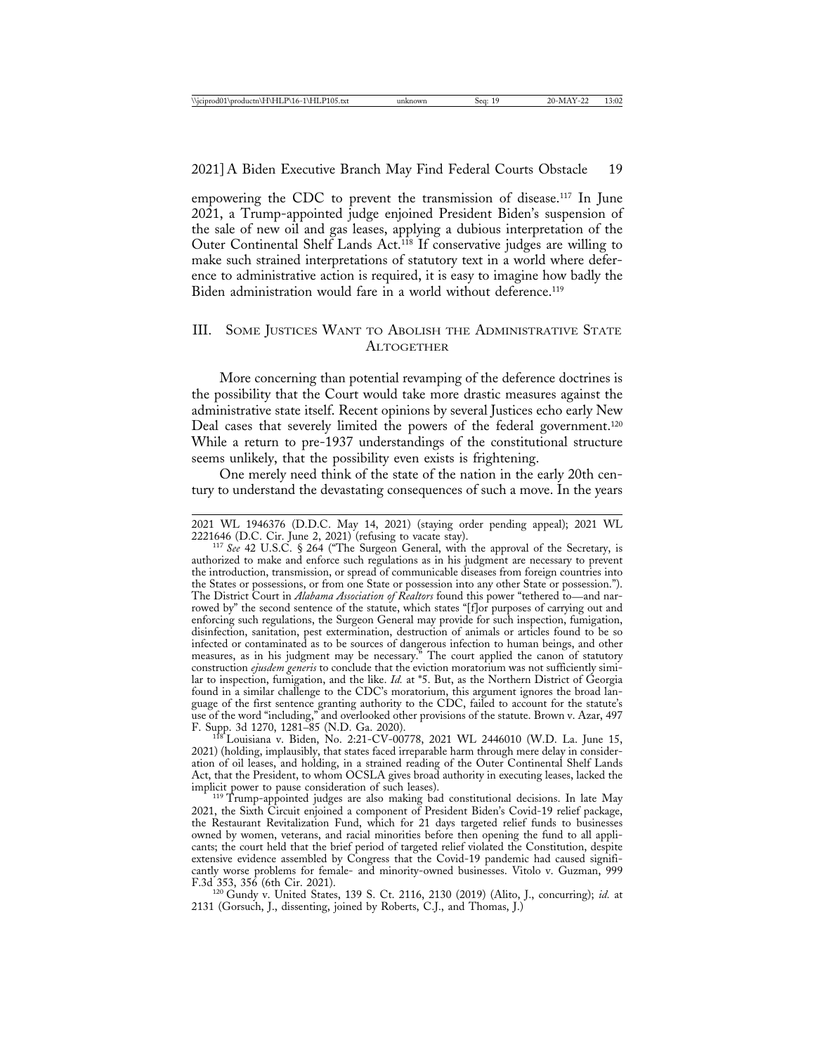empowering the CDC to prevent the transmission of disease.[117] In June 2021, a Trump-appointed judge enjoined President Biden's suspension of the sale of new oil and gas leases, applying a dubious interpretation of the Outer Continental Shelf Lands Act.[118] If conservative judges are willing to make such strained interpretations of statutory text in a world where deference to administrative action is required, it is easy to imagine how badly the Biden administration would fare in a world without deference.[119]

## III. Some Justices Want to Abolish the Administrative State Altogether

More concerning than potential revamping of the deference doctrines is the possibility that the Court would take more drastic measures against the administrative state itself. Recent opinions by several Justices echo early New Deal cases that severely limited the powers of the federal government.[120] While a return to pre-1937 understandings of the constitutional structure seems unlikely, that the possibility even exists is frightening.

One merely need think of the state of the nation in the early 20th century to understand the devastating consequences of such a move. In the years

---

2021 WL 1946376 (D.D.C. May 14, 2021) (staying order pending appeal); 2021 WL 2221646 (D.C. Cir. June 2, 2021) (refusing to vacate stay).

[117] *See* 42 U.S.C. § 264 ("The Surgeon General, with the approval of the Secretary, is authorized to make and enforce such regulations as in his judgment are necessary to prevent the introduction, transmission, or spread of communicable diseases from foreign countries into the States or possessions, or from one State or possession into any other State or possession."). The District Court in *Alabama Association of Realtors* found this power "tethered to—and narrowed by" the second sentence of the statute, which states "[f]or purposes of carrying out and enforcing such regulations, the Surgeon General may provide for such inspection, fumigation, disinfection, sanitation, pest extermination, destruction of animals or articles found to be so infected or contaminated as to be sources of dangerous infection to human beings, and other measures, as in his judgment may be necessary." The court applied the canon of statutory construction *ejusdem generis* to conclude that the eviction moratorium was not sufficiently similar to inspection, fumigation, and the like. *Id.* at *5. But, as the Northern District of Georgia found in a similar challenge to the CDC's moratorium, this argument ignores the broad language of the first sentence granting authority to the CDC, failed to account for the statute's use of the word "including," and overlooked other provisions of the statute. Brown v. Azar, 497 F. Supp. 3d 1270, 1281–85 (N.D. Ga. 2020).

[118] Louisiana v. Biden, No. 2:21-CV-00778, 2021 WL 2446010 (W.D. La. June 15, 2021) (holding, implausibly, that states faced irreparable harm through mere delay in consideration of oil leases, and holding, in a strained reading of the Outer Continental Shelf Lands Act, that the President, to whom OCSLA gives broad authority in executing leases, lacked the implicit power to pause consideration of such leases).

[119] Trump-appointed judges are also making bad constitutional decisions. In late May 2021, the Sixth Circuit enjoined a component of President Biden's Covid-19 relief package, the Restaurant Revitalization Fund, which for 21 days targeted relief funds to businesses owned by women, veterans, and racial minorities before then opening the fund to all applicants; the court held that the brief period of targeted relief violated the Constitution, despite extensive evidence assembled by Congress that the Covid-19 pandemic had caused significantly worse problems for female- and minority-owned businesses. Vitolo v. Guzman, 999 F.3d 353, 356 (6th Cir. 2021).

[120] Gundy v. United States, 139 S. Ct. 2116, 2130 (2019) (Alito, J., concurring); *id.* at 2131 (Gorsuch, J., dissenting, joined by Roberts, C.J., and Thomas, J.)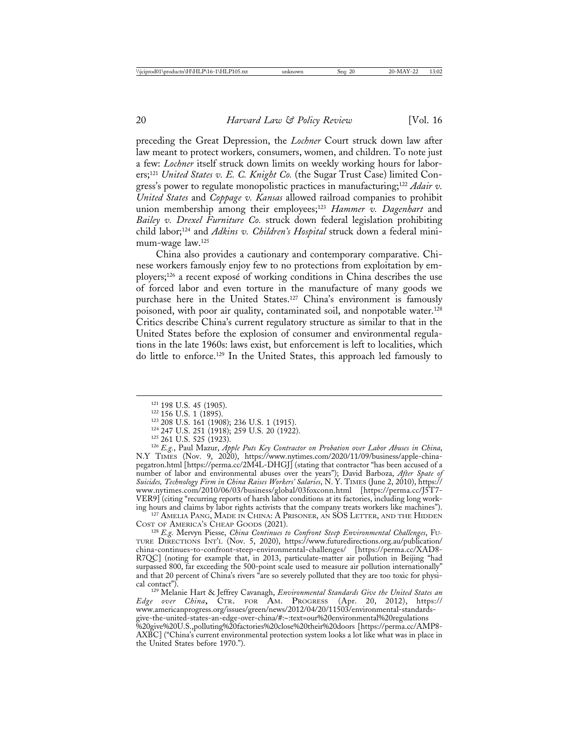preceding the Great Depression, the *Lochner* Court struck down law after law meant to protect workers, consumers, women, and children. To note just a few: *Lochner* itself struck down limits on weekly working hours for laborers;[121] *United States v. E. C. Knight Co.* (the Sugar Trust Case) limited Congress's power to regulate monopolistic practices in manufacturing;[122] *Adair v. United States* and *Coppage v. Kansas* allowed railroad companies to prohibit union membership among their employees;[123] *Hammer v. Dagenhart* and *Bailey v. Drexel Furniture Co.* struck down federal legislation prohibiting child labor;[124] and *Adkins v. Children's Hospital* struck down a federal minimum-wage law.[125]

China also provides a cautionary and contemporary comparative. Chinese workers famously enjoy few to no protections from exploitation by employers;[126] a recent exposé of working conditions in China describes the use of forced labor and even torture in the manufacture of many goods we purchase here in the United States.[127] China's environment is famously poisoned, with poor air quality, contaminated soil, and nonpotable water.[128] Critics describe China's current regulatory structure as similar to that in the United States before the explosion of consumer and environmental regulations in the late 1960s: laws exist, but enforcement is left to localities, which do little to enforce.[129] In the United States, this approach led famously to

---

[121] 198 U.S. 45 (1905).

[122] 156 U.S. 1 (1895).

[123] 208 U.S. 161 (1908); 236 U.S. 1 (1915).

[124] 247 U.S. 251 (1918); 259 U.S. 20 (1922).

[125] 261 U.S. 525 (1923).

[126] *E.g.*, Paul Mazur, *Apple Puts Key Contractor on Probation over Labor Abuses in China*, N.Y TIMES (Nov. 9, 2020), https://www.nytimes.com/2020/11/09/business/apple-china-pegatron.html [https://perma.cc/2M4L-DHGJ] (stating that contractor "has been accused of a number of labor and environmental abuses over the years"); David Barboza, *After Spate of Suicides, Technology Firm in China Raises Workers' Salaries*, N. Y. TIMES (June 2, 2010), https://www.nytimes.com/2010/06/03/business/global/03foxconn.html [https://perma.cc/J5T7-VER9] (citing "recurring reports of harsh labor conditions at its factories, including long working hours and claims by labor rights activists that the company treats workers like machines").

[127] AMELIA PANG, MADE IN CHINA: A PRISONER, AN SOS LETTER, AND THE HIDDEN COST OF AMERICA'S CHEAP GOODS (2021).

[128] *E.g.* Mervyn Piesse, *China Continues to Confront Steep Environmental Challenges*, FUTURE DIRECTIONS INT'L (Nov. 5, 2020), https://www.futuredirections.org.au/publication/china-continues-to-confront-steep-environmental-challenges/ [https://perma.cc/XAD8-R7QC] (noting for example that, in 2013, particulate-matter air pollution in Beijing "had surpassed 800, far exceeding the 500-point scale used to measure air pollution internationally" and that 20 percent of China's rivers "are so severely polluted that they are too toxic for physical contact").

[129] Melanie Hart & Jeffrey Cavanagh, *Environmental Standards Give the United States an Edge over China*, CTR. FOR AM. PROGRESS (Apr. 20, 2012), https://www.americanprogress.org/issues/green/news/2012/04/20/11503/environmental-standards-give-the-united-states-an-edge-over-china/#:~:text=our%20environmental%20regulations%20give%20U.S.,polluting%20factories%20close%20their%20doors [https://perma.cc/AMP8-AXBC] ("China's current environmental protection system looks a lot like what was in place in the United States before 1970.").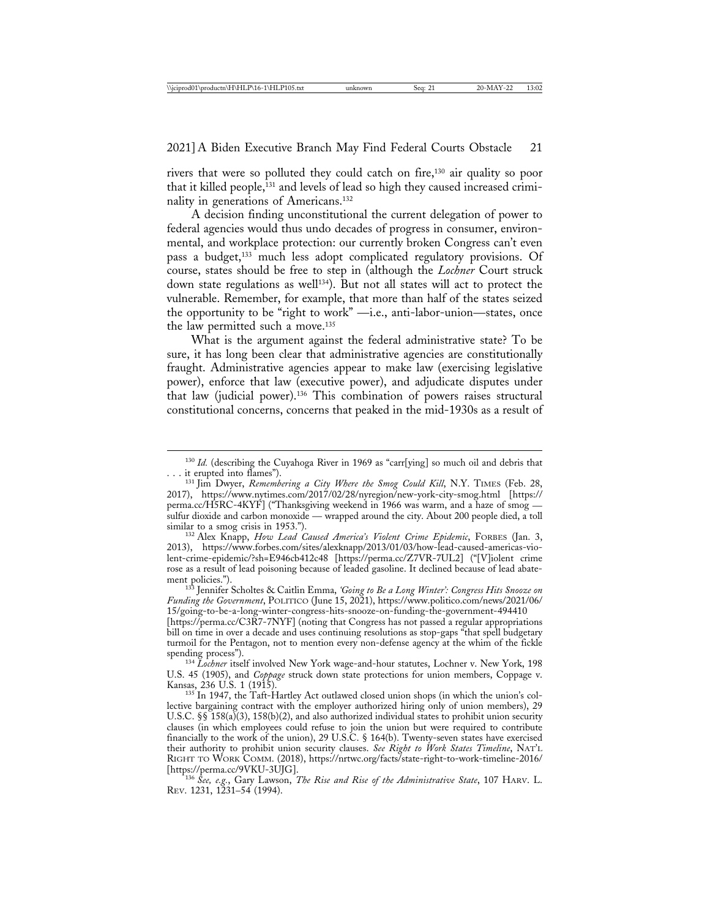rivers that were so polluted they could catch on fire,[130] air quality so poor that it killed people,[131] and levels of lead so high they caused increased criminality in generations of Americans.[132]

A decision finding unconstitutional the current delegation of power to federal agencies would thus undo decades of progress in consumer, environmental, and workplace protection: our currently broken Congress can't even pass a budget,[133] much less adopt complicated regulatory provisions. Of course, states should be free to step in (although the *Lochner* Court struck down state regulations as well[134]). But not all states will act to protect the vulnerable. Remember, for example, that more than half of the states seized the opportunity to be "right to work" —i.e., anti-labor-union—states, once the law permitted such a move.[135]

What is the argument against the federal administrative state? To be sure, it has long been clear that administrative agencies are constitutionally fraught. Administrative agencies appear to make law (exercising legislative power), enforce that law (executive power), and adjudicate disputes under that law (judicial power).[136] This combination of powers raises structural constitutional concerns, concerns that peaked in the mid-1930s as a result of

---

[130] *Id.* (describing the Cuyahoga River in 1969 as "carr[ying] so much oil and debris that . . . it erupted into flames").

[131] Jim Dwyer, *Remembering a City Where the Smog Could Kill*, N.Y. TIMES (Feb. 28, 2017), https://www.nytimes.com/2017/02/28/nyregion/new-york-city-smog.html [https://perma.cc/H5RC-4KYF] ("Thanksgiving weekend in 1966 was warm, and a haze of smog — sulfur dioxide and carbon monoxide — wrapped around the city. About 200 people died, a toll similar to a smog crisis in 1953.").

[132] Alex Knapp, *How Lead Caused America's Violent Crime Epidemic*, FORBES (Jan. 3, 2013), https://www.forbes.com/sites/alexknapp/2013/01/03/how-lead-caused-americas-violent-crime-epidemic/?sh=E946cb412c48 [https://perma.cc/Z7VR-7UL2] ("[V]iolent crime rose as a result of lead poisoning because of leaded gasoline. It declined because of lead abatement policies.").

[133] Jennifer Scholtes & Caitlin Emma, *'Going to Be a Long Winter': Congress Hits Snooze on Funding the Government*, POLITICO (June 15, 2021), https://www.politico.com/news/2021/06/15/going-to-be-a-long-winter-congress-hits-snooze-on-funding-the-government-494410 [https://perma.cc/C3R7-7NYF] (noting that Congress has not passed a regular appropriations bill on time in over a decade and uses continuing resolutions as stop-gaps "that spell budgetary turmoil for the Pentagon, not to mention every non-defense agency at the whim of the fickle spending process").

[134] *Lochner* itself involved New York wage-and-hour statutes, Lochner v. New York, 198 U.S. 45 (1905), and *Coppage* struck down state protections for union members, Coppage v. Kansas, 236 U.S. 1 (1915).

[135] In 1947, the Taft-Hartley Act outlawed closed union shops (in which the union's collective bargaining contract with the employer authorized hiring only of union members), 29 U.S.C. §§ 158(a)(3), 158(b)(2), and also authorized individual states to prohibit union security clauses (in which employees could refuse to join the union but were required to contribute financially to the work of the union), 29 U.S.C. § 164(b). Twenty-seven states have exercised their authority to prohibit union security clauses. *See Right to Work States Timeline*, NAT'L RIGHT TO WORK COMM. (2018), https://nrtwc.org/facts/state-right-to-work-timeline-2016/ [https://perma.cc/9VKU-3UJG].

[136] *See, e.g.*, Gary Lawson, *The Rise and Rise of the Administrative State*, 107 HARV. L. REV. 1231, 1231–54 (1994).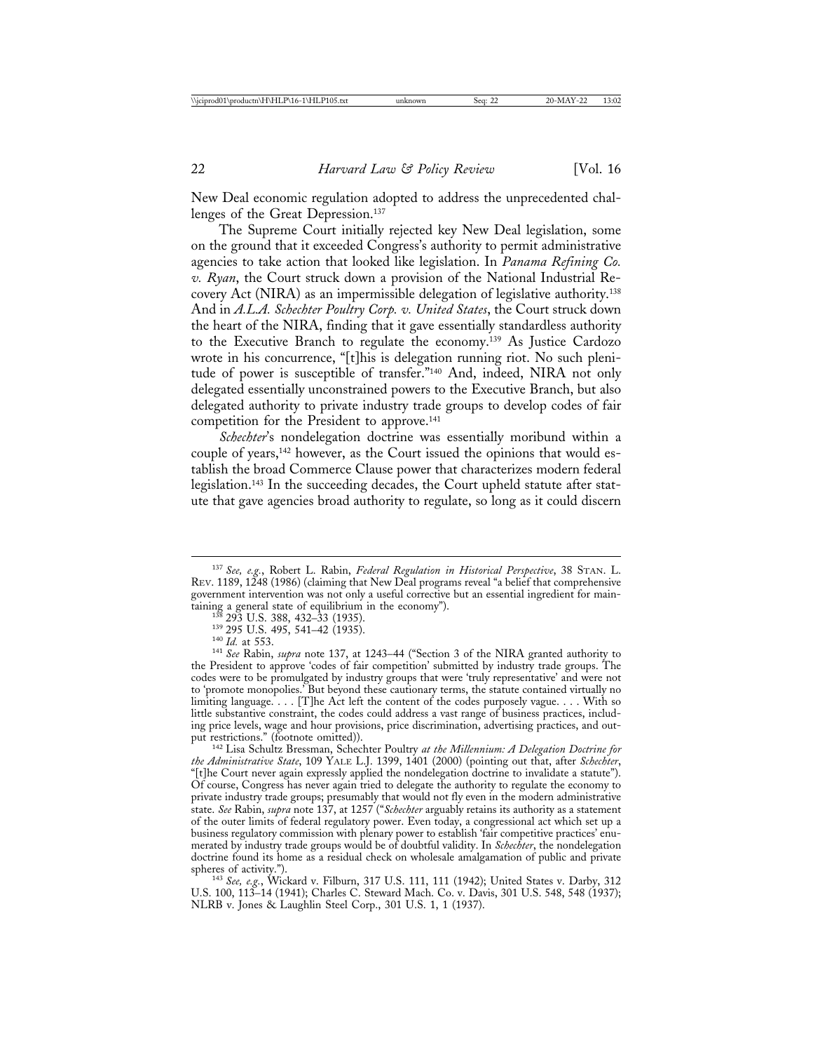New Deal economic regulation adopted to address the unprecedented challenges of the Great Depression.[137]

The Supreme Court initially rejected key New Deal legislation, some on the ground that it exceeded Congress's authority to permit administrative agencies to take action that looked like legislation. In *Panama Refining Co. v. Ryan*, the Court struck down a provision of the National Industrial Recovery Act (NIRA) as an impermissible delegation of legislative authority.[138] And in *A.L.A. Schechter Poultry Corp. v. United States*, the Court struck down the heart of the NIRA, finding that it gave essentially standardless authority to the Executive Branch to regulate the economy.[139] As Justice Cardozo wrote in his concurrence, "[t]his is delegation running riot. No such plenitude of power is susceptible of transfer."[140] And, indeed, NIRA not only delegated essentially unconstrained powers to the Executive Branch, but also delegated authority to private industry trade groups to develop codes of fair competition for the President to approve.[141]

*Schechter*'s nondelegation doctrine was essentially moribund within a couple of years,[142] however, as the Court issued the opinions that would establish the broad Commerce Clause power that characterizes modern federal legislation.[143] In the succeeding decades, the Court upheld statute after statute that gave agencies broad authority to regulate, so long as it could discern

---

[137] *See, e.g.*, Robert L. Rabin, *Federal Regulation in Historical Perspective*, 38 STAN. L. REV. 1189, 1248 (1986) (claiming that New Deal programs reveal "a belief that comprehensive government intervention was not only a useful corrective but an essential ingredient for maintaining a general state of equilibrium in the economy").

[138] 293 U.S. 388, 432–33 (1935).

[139] 295 U.S. 495, 541–42 (1935).

[140] *Id.* at 553.

[141] *See* Rabin, *supra* note 137, at 1243–44 ("Section 3 of the NIRA granted authority to the President to approve 'codes of fair competition' submitted by industry trade groups. The codes were to be promulgated by industry groups that were 'truly representative' and were not to 'promote monopolies.' But beyond these cautionary terms, the statute contained virtually no limiting language. . . . [T]he Act left the content of the codes purposely vague. . . . With so little substantive constraint, the codes could address a vast range of business practices, including price levels, wage and hour provisions, price discrimination, advertising practices, and output restrictions." (footnote omitted)).

[142] Lisa Schultz Bressman, Schechter Poultry *at the Millennium: A Delegation Doctrine for the Administrative State*, 109 YALE L.J. 1399, 1401 (2000) (pointing out that, after *Schechter*, "[t]he Court never again expressly applied the nondelegation doctrine to invalidate a statute"). Of course, Congress has never again tried to delegate the authority to regulate the economy to private industry trade groups; presumably that would not fly even in the modern administrative state. *See* Rabin, *supra* note 137, at 1257 ("*Schechter* arguably retains its authority as a statement of the outer limits of federal regulatory power. Even today, a congressional act which set up a business regulatory commission with plenary power to establish 'fair competitive practices' enumerated by industry trade groups would be of doubtful validity. In *Schechter*, the nondelegation doctrine found its home as a residual check on wholesale amalgamation of public and private spheres of activity.").

[143] *See, e.g.*, Wickard v. Filburn, 317 U.S. 111, 111 (1942); United States v. Darby, 312 U.S. 100, 113–14 (1941); Charles C. Steward Mach. Co. v. Davis, 301 U.S. 548, 548 (1937); NLRB v. Jones & Laughlin Steel Corp., 301 U.S. 1, 1 (1937).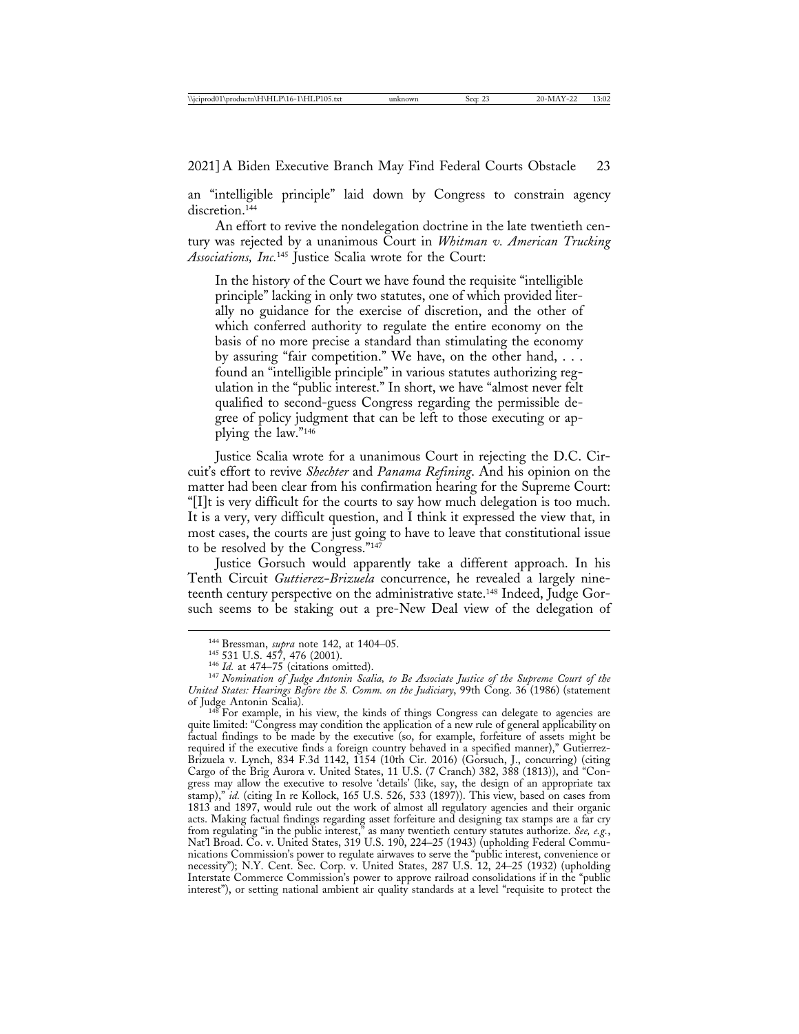an "intelligible principle" laid down by Congress to constrain agency discretion.[144]

An effort to revive the nondelegation doctrine in the late twentieth century was rejected by a unanimous Court in *Whitman v. American Trucking Associations, Inc.*[145] Justice Scalia wrote for the Court:

> In the history of the Court we have found the requisite "intelligible principle" lacking in only two statutes, one of which provided literally no guidance for the exercise of discretion, and the other of which conferred authority to regulate the entire economy on the basis of no more precise a standard than stimulating the economy by assuring "fair competition." We have, on the other hand, . . . found an "intelligible principle" in various statutes authorizing regulation in the "public interest." In short, we have "almost never felt qualified to second-guess Congress regarding the permissible degree of policy judgment that can be left to those executing or applying the law."[146]

Justice Scalia wrote for a unanimous Court in rejecting the D.C. Circuit's effort to revive *Shechter* and *Panama Refining*. And his opinion on the matter had been clear from his confirmation hearing for the Supreme Court: "[I]t is very difficult for the courts to say how much delegation is too much. It is a very, very difficult question, and I think it expressed the view that, in most cases, the courts are just going to have to leave that constitutional issue to be resolved by the Congress."[147]

Justice Gorsuch would apparently take a different approach. In his Tenth Circuit *Guttierez-Brizuela* concurrence, he revealed a largely nineteenth century perspective on the administrative state.[148] Indeed, Judge Gorsuch seems to be staking out a pre-New Deal view of the delegation of

---

[144] Bressman, *supra* note 142, at 1404–05.

[145] 531 U.S. 457, 476 (2001).

[146] *Id.* at 474–75 (citations omitted).

[147] *Nomination of Judge Antonin Scalia, to Be Associate Justice of the Supreme Court of the United States: Hearings Before the S. Comm. on the Judiciary*, 99th Cong. 36 (1986) (statement of Judge Antonin Scalia).

[148] For example, in his view, the kinds of things Congress can delegate to agencies are quite limited: "Congress may condition the application of a new rule of general applicability on factual findings to be made by the executive (so, for example, forfeiture of assets might be required if the executive finds a foreign country behaved in a specified manner)," Gutierrez-Brizuela v. Lynch, 834 F.3d 1142, 1154 (10th Cir. 2016) (Gorsuch, J., concurring) (citing Cargo of the Brig Aurora v. United States, 11 U.S. (7 Cranch) 382, 388 (1813)), and "Congress may allow the executive to resolve 'details' (like, say, the design of an appropriate tax stamp)," *id.* (citing In re Kollock, 165 U.S. 526, 533 (1897)). This view, based on cases from 1813 and 1897, would rule out the work of almost all regulatory agencies and their organic acts. Making factual findings regarding asset forfeiture and designing tax stamps are a far cry from regulating "in the public interest," as many twentieth century statutes authorize. *See, e.g.*, Nat'l Broad. Co. v. United States, 319 U.S. 190, 224–25 (1943) (upholding Federal Communications Commission's power to regulate airwaves to serve the "public interest, convenience or necessity"); N.Y. Cent. Sec. Corp. v. United States, 287 U.S. 12, 24–25 (1932) (upholding Interstate Commerce Commission's power to approve railroad consolidations if in the "public interest"), or setting national ambient air quality standards at a level "requisite to protect the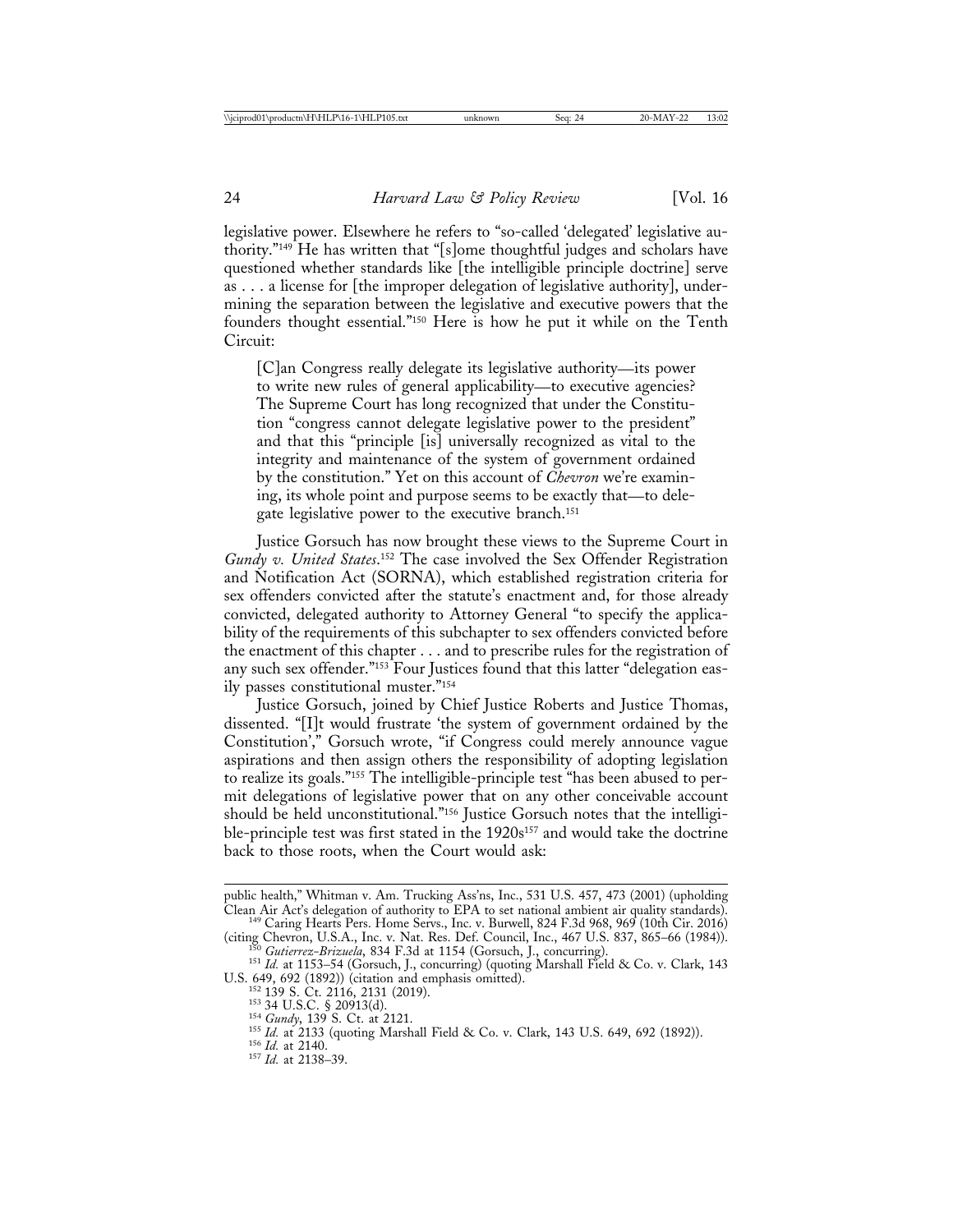legislative power. Elsewhere he refers to "so-called 'delegated' legislative authority."[149] He has written that "[s]ome thoughtful judges and scholars have questioned whether standards like [the intelligible principle doctrine] serve as . . . a license for [the improper delegation of legislative authority], undermining the separation between the legislative and executive powers that the founders thought essential."[150] Here is how he put it while on the Tenth Circuit:

> [C]an Congress really delegate its legislative authority—its power to write new rules of general applicability—to executive agencies? The Supreme Court has long recognized that under the Constitution "congress cannot delegate legislative power to the president" and that this "principle [is] universally recognized as vital to the integrity and maintenance of the system of government ordained by the constitution." Yet on this account of *Chevron* we're examining, its whole point and purpose seems to be exactly that—to delegate legislative power to the executive branch.[151]

Justice Gorsuch has now brought these views to the Supreme Court in *Gundy v. United States*.[152] The case involved the Sex Offender Registration and Notification Act (SORNA), which established registration criteria for sex offenders convicted after the statute's enactment and, for those already convicted, delegated authority to Attorney General "to specify the applicability of the requirements of this subchapter to sex offenders convicted before the enactment of this chapter . . . and to prescribe rules for the registration of any such sex offender."[153] Four Justices found that this latter "delegation easily passes constitutional muster."[154]

Justice Gorsuch, joined by Chief Justice Roberts and Justice Thomas, dissented. "[I]t would frustrate 'the system of government ordained by the Constitution'," Gorsuch wrote, "if Congress could merely announce vague aspirations and then assign others the responsibility of adopting legislation to realize its goals."[155] The intelligible-principle test "has been abused to permit delegations of legislative power that on any other conceivable account should be held unconstitutional."[156] Justice Gorsuch notes that the intelligible-principle test was first stated in the 1920s[157] and would take the doctrine back to those roots, when the Court would ask:

---

public health," Whitman v. Am. Trucking Ass'ns, Inc., 531 U.S. 457, 473 (2001) (upholding Clean Air Act's delegation of authority to EPA to set national ambient air quality standards).

[149] Caring Hearts Pers. Home Servs., Inc. v. Burwell, 824 F.3d 968, 969 (10th Cir. 2016) (citing Chevron, U.S.A., Inc. v. Nat. Res. Def. Council, Inc., 467 U.S. 837, 865–66 (1984)).

[150] *Gutierrez-Brizuela*, 834 F.3d at 1154 (Gorsuch, J., concurring).

[151] *Id.* at 1153–54 (Gorsuch, J., concurring) (quoting Marshall Field & Co. v. Clark, 143 U.S. 649, 692 (1892)) (citation and emphasis omitted).

[152] 139 S. Ct. 2116, 2131 (2019).

[153] 34 U.S.C. § 20913(d).

[154] *Gundy*, 139 S. Ct. at 2121.

[155] *Id.* at 2133 (quoting Marshall Field & Co. v. Clark, 143 U.S. 649, 692 (1892)).

[156] *Id.* at 2140.

[157] *Id.* at 2138–39.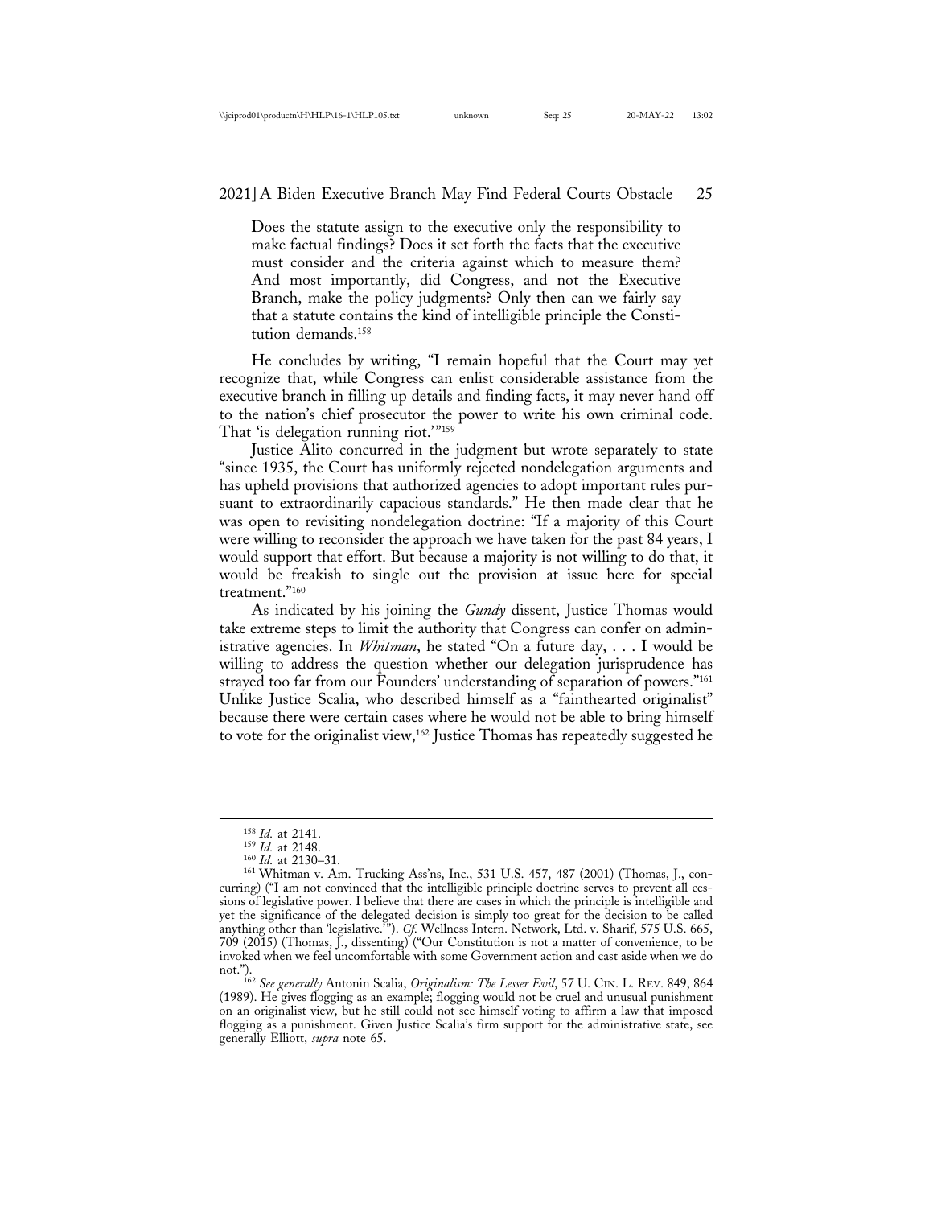> Does the statute assign to the executive only the responsibility to make factual findings? Does it set forth the facts that the executive must consider and the criteria against which to measure them? And most importantly, did Congress, and not the Executive Branch, make the policy judgments? Only then can we fairly say that a statute contains the kind of intelligible principle the Constitution demands.[158]

He concludes by writing, "I remain hopeful that the Court may yet recognize that, while Congress can enlist considerable assistance from the executive branch in filling up details and finding facts, it may never hand off to the nation's chief prosecutor the power to write his own criminal code. That 'is delegation running riot.'"[159]

Justice Alito concurred in the judgment but wrote separately to state "since 1935, the Court has uniformly rejected nondelegation arguments and has upheld provisions that authorized agencies to adopt important rules pursuant to extraordinarily capacious standards." He then made clear that he was open to revisiting nondelegation doctrine: "If a majority of this Court were willing to reconsider the approach we have taken for the past 84 years, I would support that effort. But because a majority is not willing to do that, it would be freakish to single out the provision at issue here for special treatment."[160]

As indicated by his joining the *Gundy* dissent, Justice Thomas would take extreme steps to limit the authority that Congress can confer on administrative agencies. In *Whitman*, he stated "On a future day, . . . I would be willing to address the question whether our delegation jurisprudence has strayed too far from our Founders' understanding of separation of powers."[161] Unlike Justice Scalia, who described himself as a "fainthearted originalist" because there were certain cases where he would not be able to bring himself to vote for the originalist view,[162] Justice Thomas has repeatedly suggested he

---

[158] *Id.* at 2141.

[159] *Id.* at 2148.

[160] *Id.* at 2130–31.

[161] Whitman v. Am. Trucking Ass'ns, Inc., 531 U.S. 457, 487 (2001) (Thomas, J., concurring) ("I am not convinced that the intelligible principle doctrine serves to prevent all cessions of legislative power. I believe that there are cases in which the principle is intelligible and yet the significance of the delegated decision is simply too great for the decision to be called anything other than 'legislative.'"). *Cf.* Wellness Intern. Network, Ltd. v. Sharif, 575 U.S. 665, 709 (2015) (Thomas, J., dissenting) ("Our Constitution is not a matter of convenience, to be invoked when we feel uncomfortable with some Government action and cast aside when we do not.").

[162] *See generally* Antonin Scalia, *Originalism: The Lesser Evil*, 57 U. CIN. L. REV. 849, 864 (1989). He gives flogging as an example; flogging would not be cruel and unusual punishment on an originalist view, but he still could not see himself voting to affirm a law that imposed flogging as a punishment. Given Justice Scalia's firm support for the administrative state, see generally Elliott, *supra* note 65.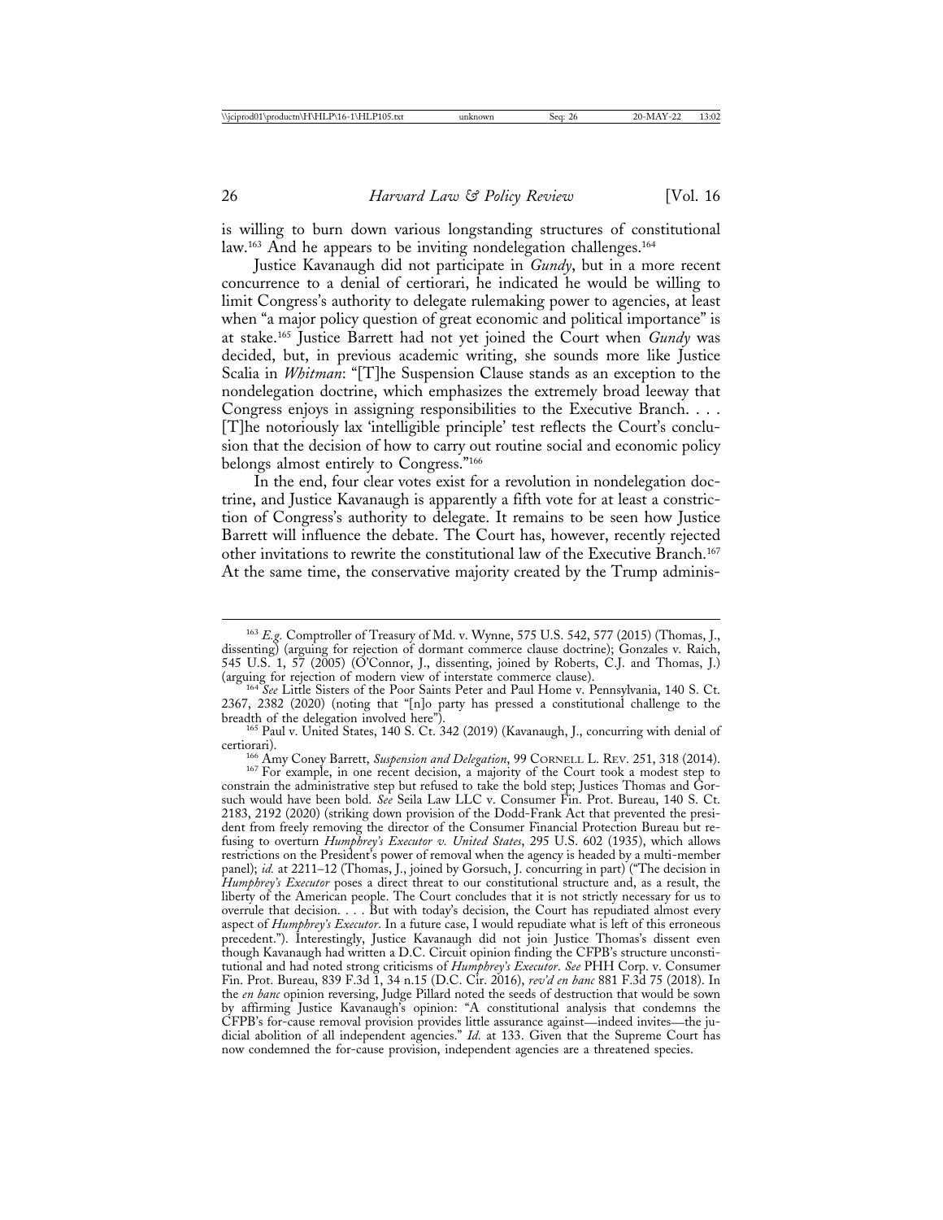is willing to burn down various longstanding structures of constitutional law.[163] And he appears to be inviting nondelegation challenges.[164]

Justice Kavanaugh did not participate in *Gundy*, but in a more recent concurrence to a denial of certiorari, he indicated he would be willing to limit Congress's authority to delegate rulemaking power to agencies, at least when "a major policy question of great economic and political importance" is at stake.[165] Justice Barrett had not yet joined the Court when *Gundy* was decided, but, in previous academic writing, she sounds more like Justice Scalia in *Whitman*: "[T]he Suspension Clause stands as an exception to the nondelegation doctrine, which emphasizes the extremely broad leeway that Congress enjoys in assigning responsibilities to the Executive Branch. . . . [T]he notoriously lax 'intelligible principle' test reflects the Court's conclusion that the decision of how to carry out routine social and economic policy belongs almost entirely to Congress."[166]

In the end, four clear votes exist for a revolution in nondelegation doctrine, and Justice Kavanaugh is apparently a fifth vote for at least a constriction of Congress's authority to delegate. It remains to be seen how Justice Barrett will influence the debate. The Court has, however, recently rejected other invitations to rewrite the constitutional law of the Executive Branch.[167] At the same time, the conservative majority created by the Trump adminis-

---

[163] *E.g.* Comptroller of Treasury of Md. v. Wynne, 575 U.S. 542, 577 (2015) (Thomas, J., dissenting) (arguing for rejection of dormant commerce clause doctrine); Gonzales v. Raich, 545 U.S. 1, 57 (2005) (O'Connor, J., dissenting, joined by Roberts, C.J. and Thomas, J.) (arguing for rejection of modern view of interstate commerce clause).

[164] *See* Little Sisters of the Poor Saints Peter and Paul Home v. Pennsylvania, 140 S. Ct. 2367, 2382 (2020) (noting that "[n]o party has pressed a constitutional challenge to the breadth of the delegation involved here").

[165] Paul v. United States, 140 S. Ct. 342 (2019) (Kavanaugh, J., concurring with denial of certiorari).

[166] Amy Coney Barrett, *Suspension and Delegation*, 99 CORNELL L. REV. 251, 318 (2014).

[167] For example, in one recent decision, a majority of the Court took a modest step to constrain the administrative step but refused to take the bold step; Justices Thomas and Gorsuch would have been bold. *See* Seila Law LLC v. Consumer Fin. Prot. Bureau, 140 S. Ct. 2183, 2192 (2020) (striking down provision of the Dodd-Frank Act that prevented the president from freely removing the director of the Consumer Financial Protection Bureau but refusing to overturn *Humphrey's Executor v. United States*, 295 U.S. 602 (1935), which allows restrictions on the President's power of removal when the agency is headed by a multi-member panel); *id.* at 2211–12 (Thomas, J., joined by Gorsuch, J. concurring in part) ("The decision in *Humphrey's Executor* poses a direct threat to our constitutional structure and, as a result, the liberty of the American people. The Court concludes that it is not strictly necessary for us to overrule that decision. . . . But with today's decision, the Court has repudiated almost every aspect of *Humphrey's Executor*. In a future case, I would repudiate what is left of this erroneous precedent."). Interestingly, Justice Kavanaugh did not join Justice Thomas's dissent even though Kavanaugh had written a D.C. Circuit opinion finding the CFPB's structure unconstitutional and had noted strong criticisms of *Humphrey's Executor*. *See* PHH Corp. v. Consumer Fin. Prot. Bureau, 839 F.3d 1, 34 n.15 (D.C. Cir. 2016), *rev'd en banc* 881 F.3d 75 (2018). In the *en banc* opinion reversing, Judge Pillard noted the seeds of destruction that would be sown by affirming Justice Kavanaugh's opinion: "A constitutional analysis that condemns the CFPB's for-cause removal provision provides little assurance against—indeed invites—the judicial abolition of all independent agencies." *Id.* at 133. Given that the Supreme Court has now condemned the for-cause provision, independent agencies are a threatened species.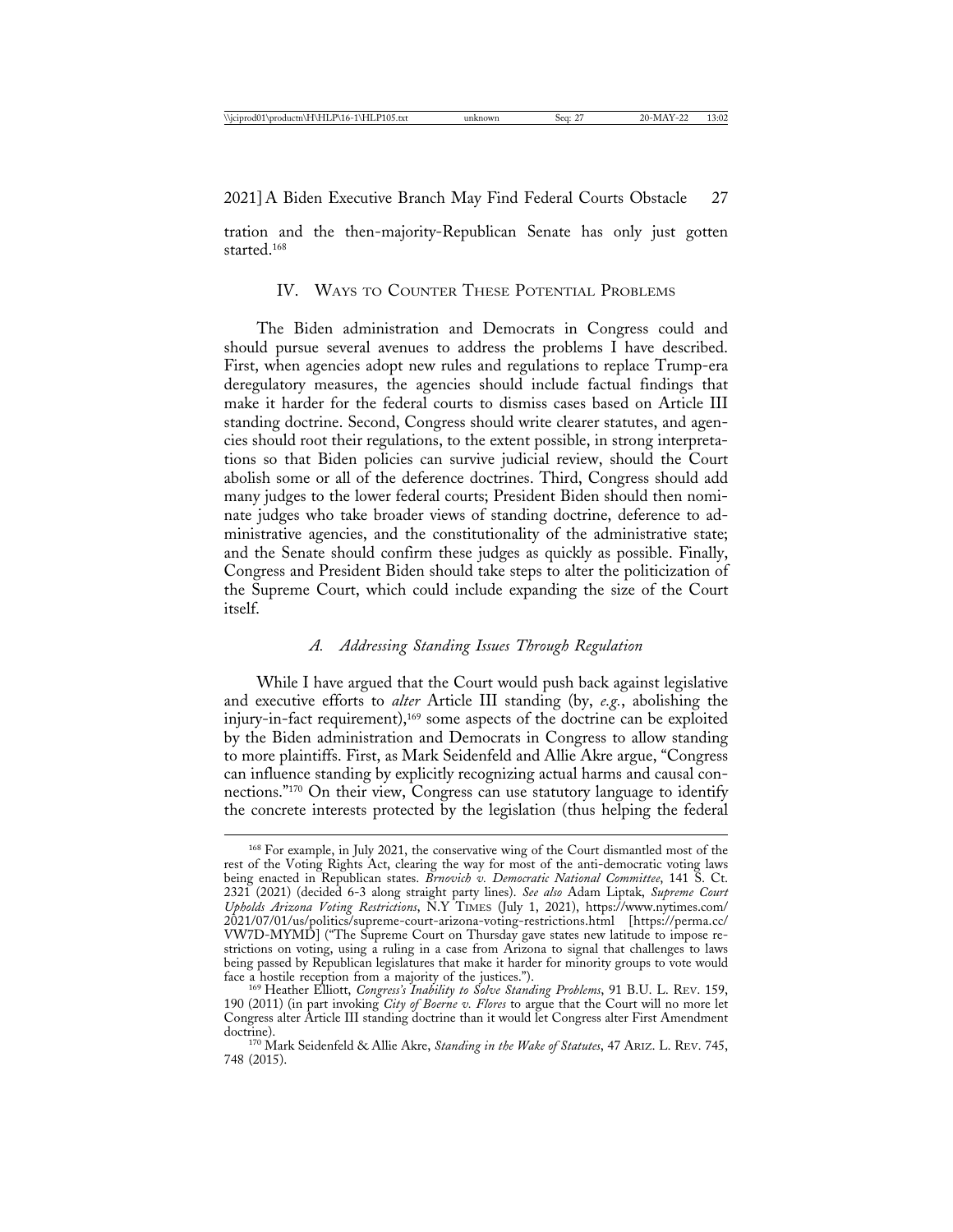tration and the then-majority-Republican Senate has only just gotten started.[168]

## IV. Ways to Counter These Potential Problems

The Biden administration and Democrats in Congress could and should pursue several avenues to address the problems I have described. First, when agencies adopt new rules and regulations to replace Trump-era deregulatory measures, the agencies should include factual findings that make it harder for the federal courts to dismiss cases based on Article III standing doctrine. Second, Congress should write clearer statutes, and agencies should root their regulations, to the extent possible, in strong interpretations so that Biden policies can survive judicial review, should the Court abolish some or all of the deference doctrines. Third, Congress should add many judges to the lower federal courts; President Biden should then nominate judges who take broader views of standing doctrine, deference to administrative agencies, and the constitutionality of the administrative state; and the Senate should confirm these judges as quickly as possible. Finally, Congress and President Biden should take steps to alter the politicization of the Supreme Court, which could include expanding the size of the Court itself.

### *A. Addressing Standing Issues Through Regulation*

While I have argued that the Court would push back against legislative and executive efforts to *alter* Article III standing (by, *e.g.*, abolishing the injury-in-fact requirement),[169] some aspects of the doctrine can be exploited by the Biden administration and Democrats in Congress to allow standing to more plaintiffs. First, as Mark Seidenfeld and Allie Akre argue, "Congress can influence standing by explicitly recognizing actual harms and causal connections."[170] On their view, Congress can use statutory language to identify the concrete interests protected by the legislation (thus helping the federal

---

[168] For example, in July 2021, the conservative wing of the Court dismantled most of the rest of the Voting Rights Act, clearing the way for most of the anti-democratic voting laws being enacted in Republican states. *Brnovich v. Democratic National Committee*, 141 S. Ct. 2321 (2021) (decided 6-3 along straight party lines). *See also* Adam Liptak, *Supreme Court Upholds Arizona Voting Restrictions*, N.Y Times (July 1, 2021), https://www.nytimes.com/2021/07/01/us/politics/supreme-court-arizona-voting-restrictions.html [https://perma.cc/VW7D-MYMD] ("The Supreme Court on Thursday gave states new latitude to impose restrictions on voting, using a ruling in a case from Arizona to signal that challenges to laws being passed by Republican legislatures that make it harder for minority groups to vote would face a hostile reception from a majority of the justices.").

[169] Heather Elliott, *Congress's Inability to Solve Standing Problems*, 91 B.U. L. Rev. 159, 190 (2011) (in part invoking *City of Boerne v. Flores* to argue that the Court will no more let Congress alter Article III standing doctrine than it would let Congress alter First Amendment doctrine).

[170] Mark Seidenfeld & Allie Akre, *Standing in the Wake of Statutes*, 47 Ariz. L. Rev. 745, 748 (2015).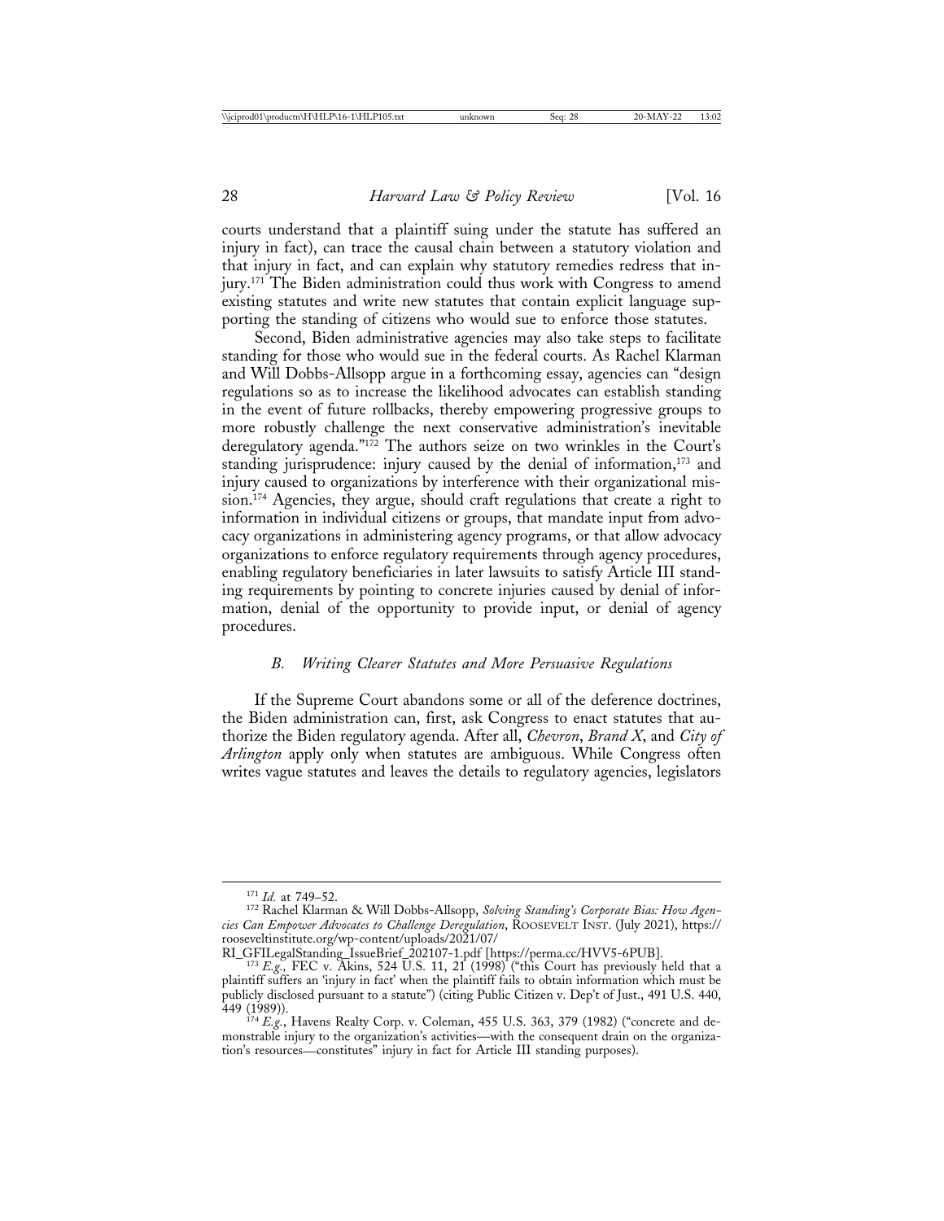courts understand that a plaintiff suing under the statute has suffered an injury in fact), can trace the causal chain between a statutory violation and that injury in fact, and can explain why statutory remedies redress that injury.[171] The Biden administration could thus work with Congress to amend existing statutes and write new statutes that contain explicit language supporting the standing of citizens who would sue to enforce those statutes.

Second, Biden administrative agencies may also take steps to facilitate standing for those who would sue in the federal courts. As Rachel Klarman and Will Dobbs-Allsopp argue in a forthcoming essay, agencies can "design regulations so as to increase the likelihood advocates can establish standing in the event of future rollbacks, thereby empowering progressive groups to more robustly challenge the next conservative administration's inevitable deregulatory agenda."[172] The authors seize on two wrinkles in the Court's standing jurisprudence: injury caused by the denial of information,[173] and injury caused to organizations by interference with their organizational mission.[174] Agencies, they argue, should craft regulations that create a right to information in individual citizens or groups, that mandate input from advocacy organizations in administering agency programs, or that allow advocacy organizations to enforce regulatory requirements through agency procedures, enabling regulatory beneficiaries in later lawsuits to satisfy Article III standing requirements by pointing to concrete injuries caused by denial of information, denial of the opportunity to provide input, or denial of agency procedures.

### *B. Writing Clearer Statutes and More Persuasive Regulations*

If the Supreme Court abandons some or all of the deference doctrines, the Biden administration can, first, ask Congress to enact statutes that authorize the Biden regulatory agenda. After all, *Chevron*, *Brand X*, and *City of Arlington* apply only when statutes are ambiguous. While Congress often writes vague statutes and leaves the details to regulatory agencies, legislators

---

[171] *Id.* at 749–52.

[172] Rachel Klarman & Will Dobbs-Allsopp, *Solving Standing's Corporate Bias: How Agencies Can Empower Advocates to Challenge Deregulation*, ROOSEVELT INST. (July 2021), https://rooseveltinstitute.org/wp-content/uploads/2021/07/RI_GFILegalStanding_IssueBrief_202107-1.pdf [https://perma.cc/HVV5-6PUB].

[173] *E.g.*, FEC v. Akins, 524 U.S. 11, 21 (1998) ("this Court has previously held that a plaintiff suffers an 'injury in fact' when the plaintiff fails to obtain information which must be publicly disclosed pursuant to a statute") (citing Public Citizen v. Dep't of Just., 491 U.S. 440, 449 (1989)).

[174] *E.g.*, Havens Realty Corp. v. Coleman, 455 U.S. 363, 379 (1982) ("concrete and demonstrable injury to the organization's activities—with the consequent drain on the organization's resources—constitutes" injury in fact for Article III standing purposes).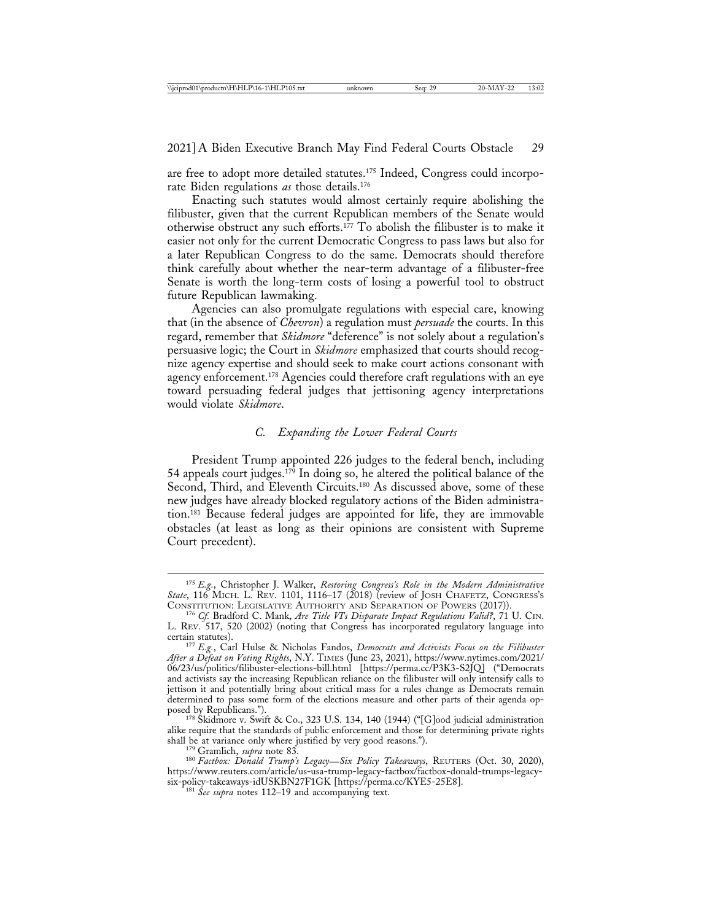are free to adopt more detailed statutes.[175] Indeed, Congress could incorporate Biden regulations *as* those details.[176]

Enacting such statutes would almost certainly require abolishing the filibuster, given that the current Republican members of the Senate would otherwise obstruct any such efforts.[177] To abolish the filibuster is to make it easier not only for the current Democratic Congress to pass laws but also for a later Republican Congress to do the same. Democrats should therefore think carefully about whether the near-term advantage of a filibuster-free Senate is worth the long-term costs of losing a powerful tool to obstruct future Republican lawmaking.

Agencies can also promulgate regulations with especial care, knowing that (in the absence of *Chevron*) a regulation must *persuade* the courts. In this regard, remember that *Skidmore* "deference" is not solely about a regulation's persuasive logic; the Court in *Skidmore* emphasized that courts should recognize agency expertise and should seek to make court actions consonant with agency enforcement.[178] Agencies could therefore craft regulations with an eye toward persuading federal judges that jettisoning agency interpretations would violate *Skidmore*.

### *C. Expanding the Lower Federal Courts*

President Trump appointed 226 judges to the federal bench, including 54 appeals court judges.[179] In doing so, he altered the political balance of the Second, Third, and Eleventh Circuits.[180] As discussed above, some of these new judges have already blocked regulatory actions of the Biden administration.[181] Because federal judges are appointed for life, they are immovable obstacles (at least as long as their opinions are consistent with Supreme Court precedent).

---

[175] *E.g.*, Christopher J. Walker, *Restoring Congress's Role in the Modern Administrative State*, 116 MICH. L. REV. 1101, 1116–17 (2018) (review of JOSH CHAFETZ, CONGRESS'S CONSTITUTION: LEGISLATIVE AUTHORITY AND SEPARATION OF POWERS (2017)).

[176] *Cf.* Bradford C. Mank, *Are Title VI's Disparate Impact Regulations Valid?*, 71 U. CIN. L. REV. 517, 520 (2002) (noting that Congress has incorporated regulatory language into certain statutes).

[177] *E.g.*, Carl Hulse & Nicholas Fandos, *Democrats and Activists Focus on the Filibuster After a Defeat on Voting Rights*, N.Y. TIMES (June 23, 2021), https://www.nytimes.com/2021/06/23/us/politics/filibuster-elections-bill.html [https://perma.cc/P3K3-S2JQ] ("Democrats and activists say the increasing Republican reliance on the filibuster will only intensify calls to jettison it and potentially bring about critical mass for a rules change as Democrats remain determined to pass some form of the elections measure and other parts of their agenda opposed by Republicans.").

[178] Skidmore v. Swift & Co., 323 U.S. 134, 140 (1944) ("[G]ood judicial administration alike require that the standards of public enforcement and those for determining private rights shall be at variance only where justified by very good reasons.").

[179] Gramlich, *supra* note 83.

[180] *Factbox: Donald Trump's Legacy—Six Policy Takeaways*, REUTERS (Oct. 30, 2020), https://www.reuters.com/article/us-usa-trump-legacy-factbox/factbox-donald-trumps-legacy-six-policy-takeaways-idUSKBN27F1GK [https://perma.cc/KYE5-25E8].

[181] *See supra* notes 112–19 and accompanying text.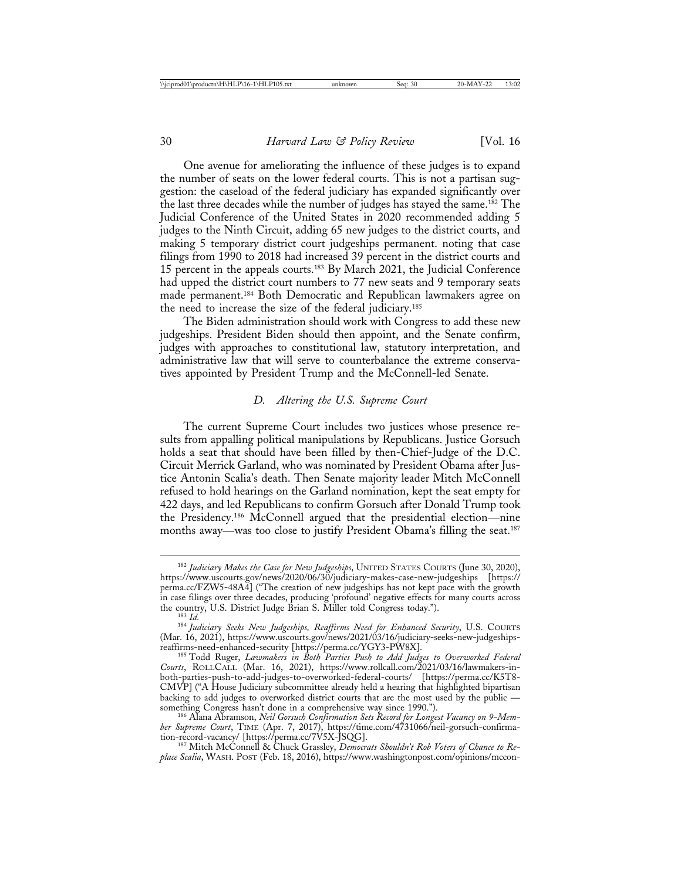One avenue for ameliorating the influence of these judges is to expand the number of seats on the lower federal courts. This is not a partisan suggestion: the caseload of the federal judiciary has expanded significantly over the last three decades while the number of judges has stayed the same.[182] The Judicial Conference of the United States in 2020 recommended adding 5 judges to the Ninth Circuit, adding 65 new judges to the district courts, and making 5 temporary district court judgeships permanent. noting that case filings from 1990 to 2018 had increased 39 percent in the district courts and 15 percent in the appeals courts.[183] By March 2021, the Judicial Conference had upped the district court numbers to 77 new seats and 9 temporary seats made permanent.[184] Both Democratic and Republican lawmakers agree on the need to increase the size of the federal judiciary.[185]

The Biden administration should work with Congress to add these new judgeships. President Biden should then appoint, and the Senate confirm, judges with approaches to constitutional law, statutory interpretation, and administrative law that will serve to counterbalance the extreme conservatives appointed by President Trump and the McConnell-led Senate.

### *D. Altering the U.S. Supreme Court*

The current Supreme Court includes two justices whose presence results from appalling political manipulations by Republicans. Justice Gorsuch holds a seat that should have been filled by then-Chief-Judge of the D.C. Circuit Merrick Garland, who was nominated by President Obama after Justice Antonin Scalia's death. Then Senate majority leader Mitch McConnell refused to hold hearings on the Garland nomination, kept the seat empty for 422 days, and led Republicans to confirm Gorsuch after Donald Trump took the Presidency.[186] McConnell argued that the presidential election—nine months away—was too close to justify President Obama's filling the seat.[187]

---

[182] *Judiciary Makes the Case for New Judgeships*, UNITED STATES COURTS (June 30, 2020), https://www.uscourts.gov/news/2020/06/30/judiciary-makes-case-new-judgeships [https://perma.cc/FZW5-48A4] ("The creation of new judgeships has not kept pace with the growth in case filings over three decades, producing 'profound' negative effects for many courts across the country, U.S. District Judge Brian S. Miller told Congress today.").

[183] *Id.*

[184] *Judiciary Seeks New Judgeships, Reaffirms Need for Enhanced Security*, U.S. COURTS (Mar. 16, 2021), https://www.uscourts.gov/news/2021/03/16/judiciary-seeks-new-judgeships-reaffirms-need-enhanced-security [https://perma.cc/YGY3-PW8X].

[185] Todd Ruger, *Lawmakers in Both Parties Push to Add Judges to Overworked Federal Courts*, ROLLCALL (Mar. 16, 2021), https://www.rollcall.com/2021/03/16/lawmakers-in-both-parties-push-to-add-judges-to-overworked-federal-courts/ [https://perma.cc/K5T8-CMVP] ("A House Judiciary subcommittee already held a hearing that highlighted bipartisan backing to add judges to overworked district courts that are the most used by the public — something Congress hasn't done in a comprehensive way since 1990.").

[186] Alana Abramson, *Neil Gorsuch Confirmation Sets Record for Longest Vacancy on 9-Member Supreme Court*, TIME (Apr. 7, 2017), https://time.com/4731066/neil-gorsuch-confirmation-record-vacancy/ [https://perma.cc/7V5X-JSQG].

[187] Mitch McConnell & Chuck Grassley, *Democrats Shouldn't Rob Voters of Chance to Replace Scalia*, WASH. POST (Feb. 18, 2016), https://www.washingtonpost.com/opinions/mccon-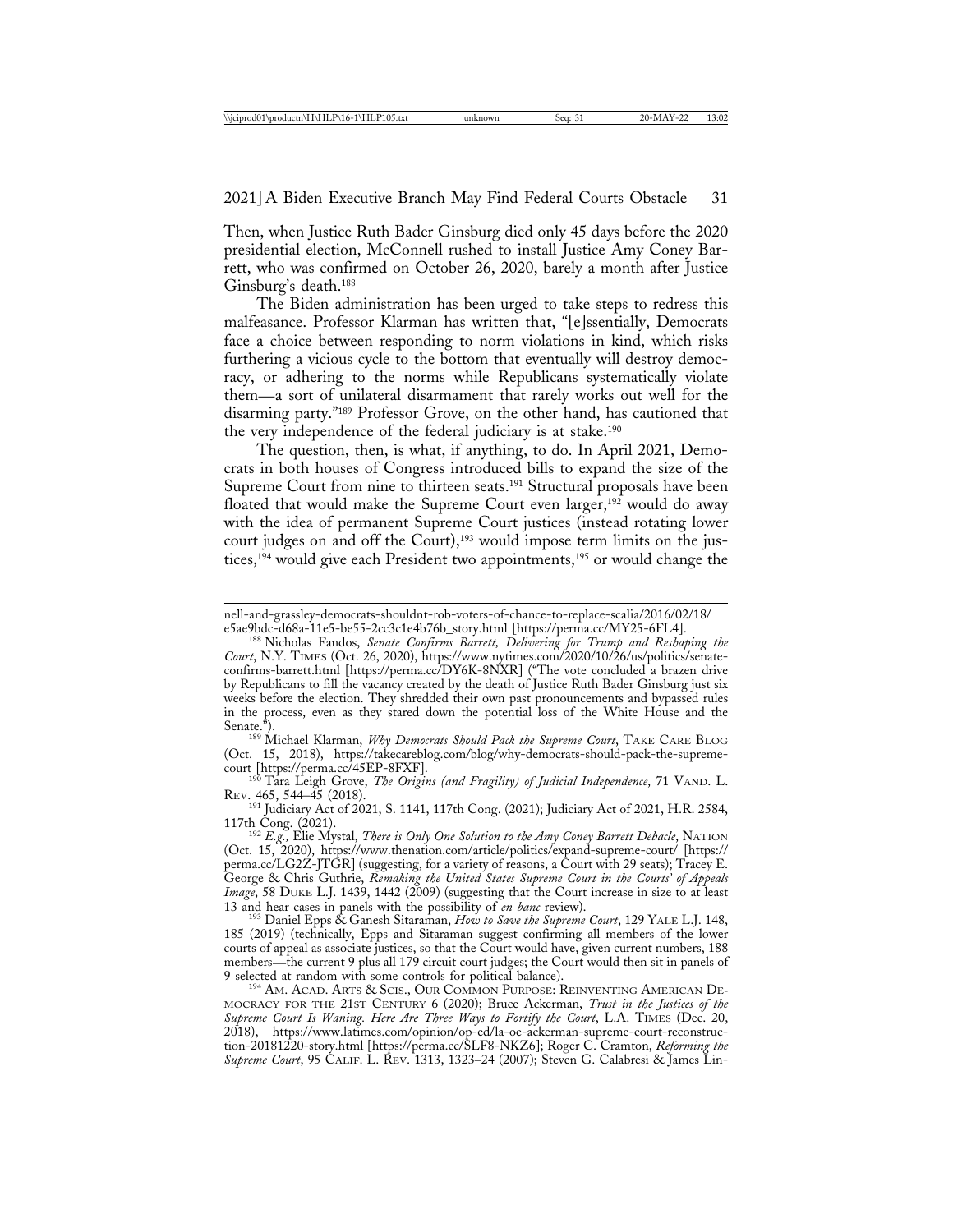Then, when Justice Ruth Bader Ginsburg died only 45 days before the 2020 presidential election, McConnell rushed to install Justice Amy Coney Barrett, who was confirmed on October 26, 2020, barely a month after Justice Ginsburg's death.[188]

The Biden administration has been urged to take steps to redress this malfeasance. Professor Klarman has written that, "[e]ssentially, Democrats face a choice between responding to norm violations in kind, which risks furthering a vicious cycle to the bottom that eventually will destroy democracy, or adhering to the norms while Republicans systematically violate them—a sort of unilateral disarmament that rarely works out well for the disarming party."[189] Professor Grove, on the other hand, has cautioned that the very independence of the federal judiciary is at stake.[190]

The question, then, is what, if anything, to do. In April 2021, Democrats in both houses of Congress introduced bills to expand the size of the Supreme Court from nine to thirteen seats.[191] Structural proposals have been floated that would make the Supreme Court even larger,[192] would do away with the idea of permanent Supreme Court justices (instead rotating lower court judges on and off the Court),[193] would impose term limits on the justices,[194] would give each President two appointments,[195] or would change the

---

nell-and-grassley-democrats-shouldnt-rob-voters-of-chance-to-replace-scalia/2016/02/18/e5ae9bdc-d68a-11e5-be55-2cc3c1e4b76b_story.html [https://perma.cc/MY25-6FL4].

[188] Nicholas Fandos, *Senate Confirms Barrett, Delivering for Trump and Reshaping the Court*, N.Y. Times (Oct. 26, 2020), https://www.nytimes.com/2020/10/26/us/politics/senate-confirms-barrett.html [https://perma.cc/DY6K-8NXR] ("The vote concluded a brazen drive by Republicans to fill the vacancy created by the death of Justice Ruth Bader Ginsburg just six weeks before the election. They shredded their own past pronouncements and bypassed rules in the process, even as they stared down the potential loss of the White House and the Senate.").

[189] Michael Klarman, *Why Democrats Should Pack the Supreme Court*, Take Care Blog (Oct. 15, 2018), https://takecareblog.com/blog/why-democrats-should-pack-the-supreme-court [https://perma.cc/45EP-8FXF].

[190] Tara Leigh Grove, *The Origins (and Fragility) of Judicial Independence*, 71 Vand. L. Rev. 465, 544–45 (2018).

[191] Judiciary Act of 2021, S. 1141, 117th Cong. (2021); Judiciary Act of 2021, H.R. 2584, 117th Cong. (2021).

[192] *E.g.*, Elie Mystal, *There is Only One Solution to the Amy Coney Barrett Debacle*, Nation (Oct. 15, 2020), https://www.thenation.com/article/politics/expand-supreme-court/ [https://perma.cc/LG2Z-JTGR] (suggesting, for a variety of reasons, a Court with 29 seats); Tracey E. George & Chris Guthrie, *Remaking the United States Supreme Court in the Courts' of Appeals Image*, 58 Duke L.J. 1439, 1442 (2009) (suggesting that the Court increase in size to at least 13 and hear cases in panels with the possibility of *en banc* review).

[193] Daniel Epps & Ganesh Sitaraman, *How to Save the Supreme Court*, 129 Yale L.J. 148, 185 (2019) (technically, Epps and Sitaraman suggest confirming all members of the lower courts of appeal as associate justices, so that the Court would have, given current numbers, 188 members—the current 9 plus all 179 circuit court judges; the Court would then sit in panels of 9 selected at random with some controls for political balance).

[194] Am. Acad. Arts & Scis., Our Common Purpose: Reinventing American Democracy for the 21st Century 6 (2020); Bruce Ackerman, *Trust in the Justices of the Supreme Court Is Waning. Here Are Three Ways to Fortify the Court*, L.A. Times (Dec. 20, 2018), https://www.latimes.com/opinion/op-ed/la-oe-ackerman-supreme-court-reconstruction-20181220-story.html [https://perma.cc/SLF8-NKZ6]; Roger C. Cramton, *Reforming the Supreme Court*, 95 Calif. L. Rev. 1313, 1323–24 (2007); Steven G. Calabresi & James Lin-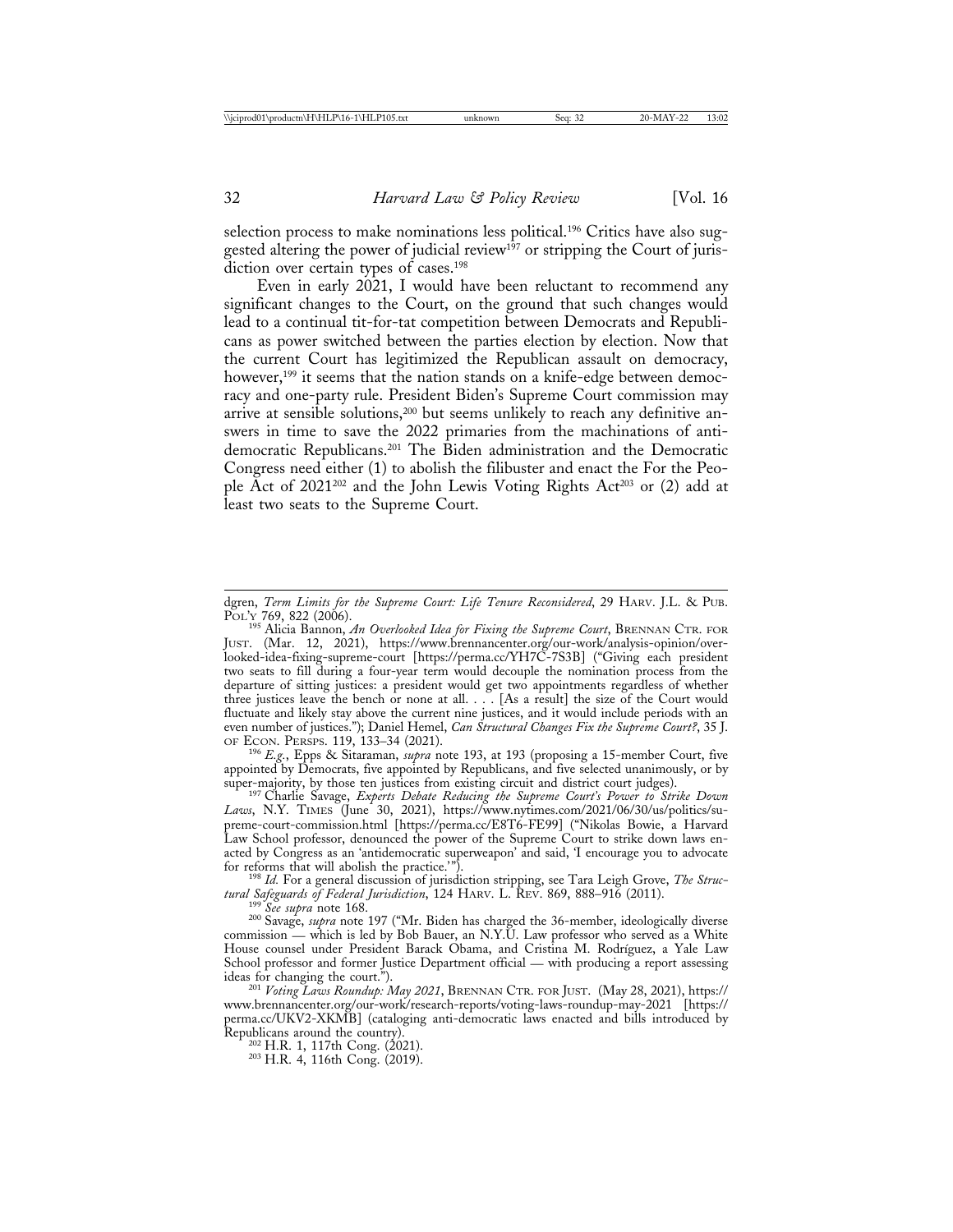selection process to make nominations less political.[196] Critics have also suggested altering the power of judicial review[197] or stripping the Court of jurisdiction over certain types of cases.[198]

Even in early 2021, I would have been reluctant to recommend any significant changes to the Court, on the ground that such changes would lead to a continual tit-for-tat competition between Democrats and Republicans as power switched between the parties election by election. Now that the current Court has legitimized the Republican assault on democracy, however,[199] it seems that the nation stands on a knife-edge between democracy and one-party rule. President Biden's Supreme Court commission may arrive at sensible solutions,[200] but seems unlikely to reach any definitive answers in time to save the 2022 primaries from the machinations of anti-democratic Republicans.[201] The Biden administration and the Democratic Congress need either (1) to abolish the filibuster and enact the For the People Act of 2021[202] and the John Lewis Voting Rights Act[203] or (2) add at least two seats to the Supreme Court.

---

dgren, *Term Limits for the Supreme Court: Life Tenure Reconsidered*, 29 HARV. J.L. & PUB. POL'Y 769, 822 (2006).

[195] Alicia Bannon, *An Overlooked Idea for Fixing the Supreme Court*, BRENNAN CTR. FOR JUST. (Mar. 12, 2021), https://www.brennancenter.org/our-work/analysis-opinion/overlooked-idea-fixing-supreme-court [https://perma.cc/YH7C-7S3B] ("Giving each president two seats to fill during a four-year term would decouple the nomination process from the departure of sitting justices: a president would get two appointments regardless of whether three justices leave the bench or none at all. . . . [As a result] the size of the Court would fluctuate and likely stay above the current nine justices, and it would include periods with an even number of justices."); Daniel Hemel, *Can Structural Changes Fix the Supreme Court?*, 35 J. OF ECON. PERSPS. 119, 133–34 (2021).

[196] *E.g.*, Epps & Sitaraman, *supra* note 193, at 193 (proposing a 15-member Court, five appointed by Democrats, five appointed by Republicans, and five selected unanimously, or by super-majority, by those ten justices from existing circuit and district court judges).

[197] Charlie Savage, *Experts Debate Reducing the Supreme Court's Power to Strike Down Laws*, N.Y. TIMES (June 30, 2021), https://www.nytimes.com/2021/06/30/us/politics/supreme-court-commission.html [https://perma.cc/E8T6-FE99] ("Nikolas Bowie, a Harvard Law School professor, denounced the power of the Supreme Court to strike down laws enacted by Congress as an 'antidemocratic superweapon' and said, 'I encourage you to advocate for reforms that will abolish the practice.'").

[198] *Id.* For a general discussion of jurisdiction stripping, see Tara Leigh Grove, *The Structural Safeguards of Federal Jurisdiction*, 124 HARV. L. REV. 869, 888–916 (2011).

[199] *See supra* note 168.

[200] Savage, *supra* note 197 ("Mr. Biden has charged the 36-member, ideologically diverse commission — which is led by Bob Bauer, an N.Y.U. Law professor who served as a White House counsel under President Barack Obama, and Cristina M. Rodríguez, a Yale Law School professor and former Justice Department official — with producing a report assessing ideas for changing the court.").

[201] *Voting Laws Roundup: May 2021*, BRENNAN CTR. FOR JUST. (May 28, 2021), https://www.brennancenter.org/our-work/research-reports/voting-laws-roundup-may-2021 [https://perma.cc/UKV2-XKMB] (cataloging anti-democratic laws enacted and bills introduced by Republicans around the country).

[202] H.R. 1, 117th Cong. (2021).

[203] H.R. 4, 116th Cong. (2019).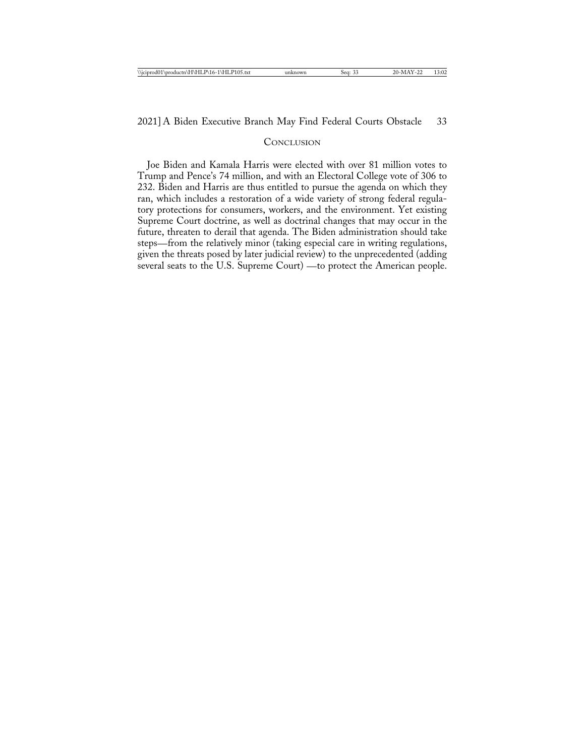## CONCLUSION

Joe Biden and Kamala Harris were elected with over 81 million votes to Trump and Pence's 74 million, and with an Electoral College vote of 306 to 232. Biden and Harris are thus entitled to pursue the agenda on which they ran, which includes a restoration of a wide variety of strong federal regulatory protections for consumers, workers, and the environment. Yet existing Supreme Court doctrine, as well as doctrinal changes that may occur in the future, threaten to derail that agenda. The Biden administration should take steps—from the relatively minor (taking especial care in writing regulations, given the threats posed by later judicial review) to the unprecedented (adding several seats to the U.S. Supreme Court) —to protect the American people.